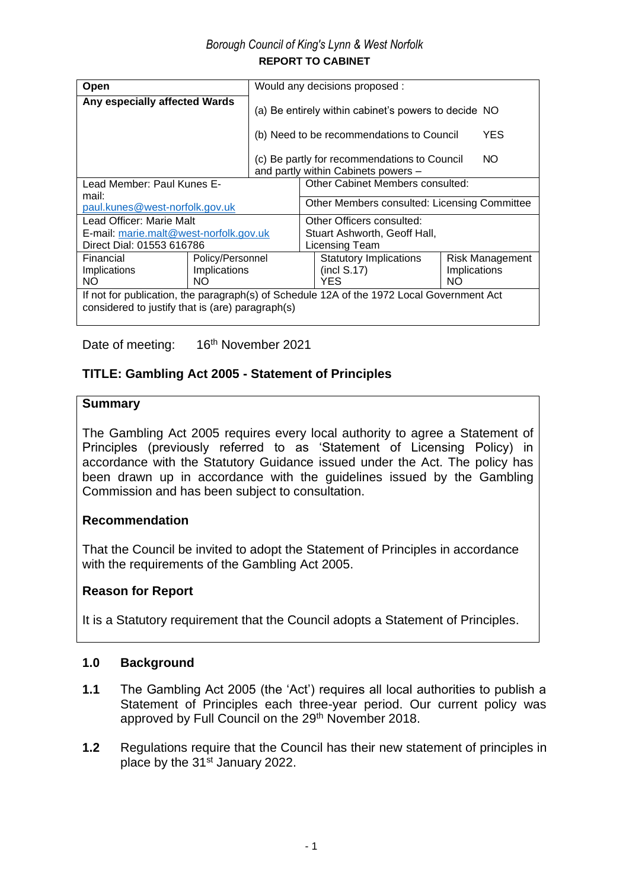*Borough Council of King's Lynn & West Norfolk*

**REPORT TO CABINET**

| **Open** | | Would any decisions proposed : | |
|---|---|---|---|
| **Any especially affected Wards** | | (a) Be entirely within cabinet's powers to decide NO<br><br>(b) Need to be recommendations to Council YES<br><br>(c) Be partly for recommendations to Council NO and partly within Cabinets powers – | |
| Lead Member: Paul Kunes E-mail: paul.kunes@west-norfolk.gov.uk | | Other Cabinet Members consulted: | |
| | | Other Members consulted: Licensing Committee | |
| Lead Officer: Marie Malt<br>E-mail: marie.malt@west-norfolk.gov.uk<br>Direct Dial: 01553 616786 | | Other Officers consulted:<br>Stuart Ashworth, Geoff Hall, Licensing Team | |
| Financial Implications<br>NO | Policy/Personnel Implications<br>NO | Statutory Implications (incl S.17)<br>YES | Risk Management Implications<br>NO |
| If not for publication, the paragraph(s) of Schedule 12A of the 1972 Local Government Act considered to justify that is (are) paragraph(s) | | | |

Date of meeting: 16th November 2021

## TITLE: Gambling Act 2005 - Statement of Principles

**Summary**

The Gambling Act 2005 requires every local authority to agree a Statement of Principles (previously referred to as 'Statement of Licensing Policy) in accordance with the Statutory Guidance issued under the Act. The policy has been drawn up in accordance with the guidelines issued by the Gambling Commission and has been subject to consultation.

**Recommendation**

That the Council be invited to adopt the Statement of Principles in accordance with the requirements of the Gambling Act 2005.

**Reason for Report**

It is a Statutory requirement that the Council adopts a Statement of Principles.

### 1.0 Background

**1.1** The Gambling Act 2005 (the 'Act') requires all local authorities to publish a Statement of Principles each three-year period. Our current policy was approved by Full Council on the 29th November 2018.

**1.2** Regulations require that the Council has their new statement of principles in place by the 31st January 2022.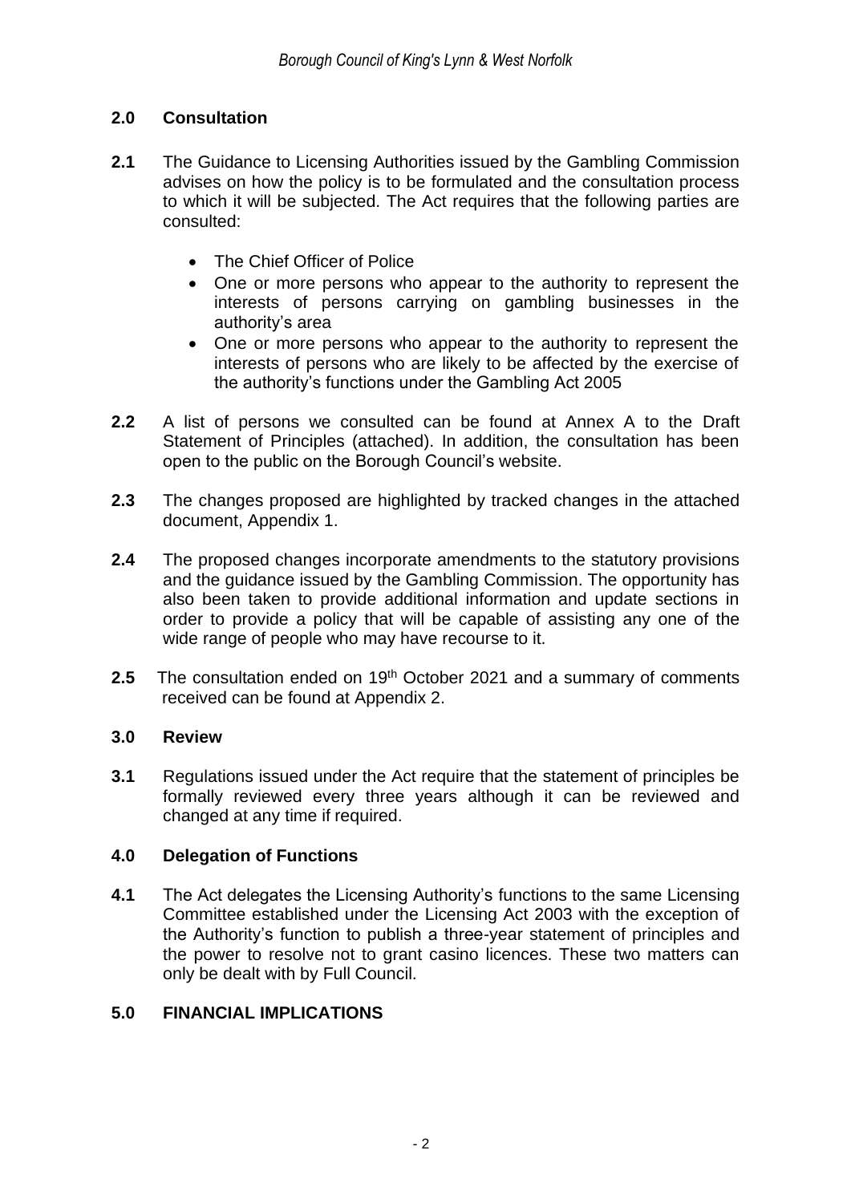## 2.0 Consultation

**2.1** The Guidance to Licensing Authorities issued by the Gambling Commission advises on how the policy is to be formulated and the consultation process to which it will be subjected. The Act requires that the following parties are consulted:

- The Chief Officer of Police
- One or more persons who appear to the authority to represent the interests of persons carrying on gambling businesses in the authority's area
- One or more persons who appear to the authority to represent the interests of persons who are likely to be affected by the exercise of the authority's functions under the Gambling Act 2005

**2.2** A list of persons we consulted can be found at Annex A to the Draft Statement of Principles (attached). In addition, the consultation has been open to the public on the Borough Council's website.

**2.3** The changes proposed are highlighted by tracked changes in the attached document, Appendix 1.

**2.4** The proposed changes incorporate amendments to the statutory provisions and the guidance issued by the Gambling Commission. The opportunity has also been taken to provide additional information and update sections in order to provide a policy that will be capable of assisting any one of the wide range of people who may have recourse to it.

**2.5** The consultation ended on 19th October 2021 and a summary of comments received can be found at Appendix 2.

## 3.0 Review

**3.1** Regulations issued under the Act require that the statement of principles be formally reviewed every three years although it can be reviewed and changed at any time if required.

## 4.0 Delegation of Functions

**4.1** The Act delegates the Licensing Authority's functions to the same Licensing Committee established under the Licensing Act 2003 with the exception of the Authority's function to publish a three-year statement of principles and the power to resolve not to grant casino licences. These two matters can only be dealt with by Full Council.

## 5.0 FINANCIAL IMPLICATIONS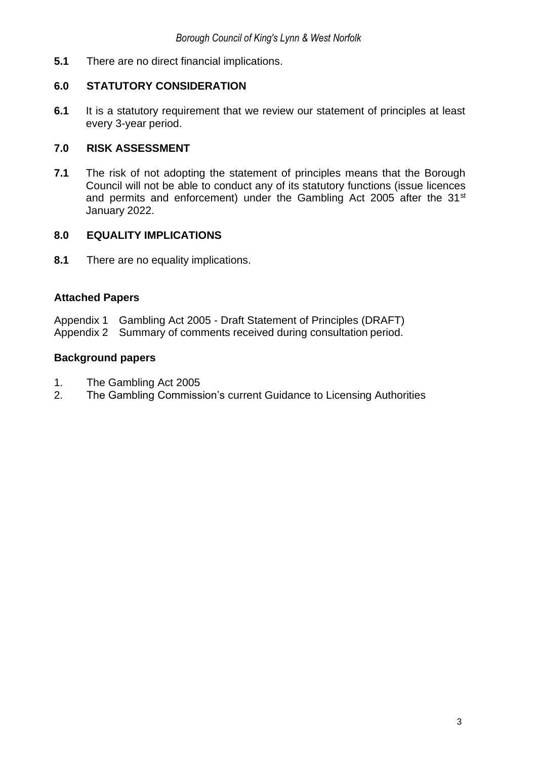**5.1** There are no direct financial implications.

## 6.0 STATUTORY CONSIDERATION

**6.1** It is a statutory requirement that we review our statement of principles at least every 3-year period.

## 7.0 RISK ASSESSMENT

**7.1** The risk of not adopting the statement of principles means that the Borough Council will not be able to conduct any of its statutory functions (issue licences and permits and enforcement) under the Gambling Act 2005 after the 31st January 2022.

## 8.0 EQUALITY IMPLICATIONS

**8.1** There are no equality implications.

### Attached Papers

Appendix 1 Gambling Act 2005 - Draft Statement of Principles (DRAFT)
Appendix 2 Summary of comments received during consultation period.

### Background papers

1. The Gambling Act 2005
2. The Gambling Commission's current Guidance to Licensing Authorities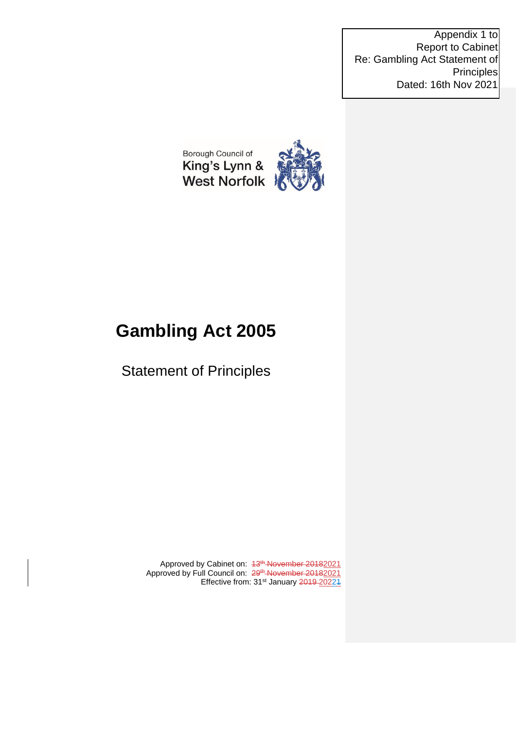Appendix 1 to Report to Cabinet Re: Gambling Act Statement of Principles Dated: 16th Nov 2021

Borough Council of King's Lynn & West Norfolk

# Gambling Act 2005

## Statement of Principles

Approved by Cabinet on: ~~13th November 2018~~2021
Approved by Full Council on: ~~29th November 2018~~2021
Effective from: 31st January ~~2019~~ 20221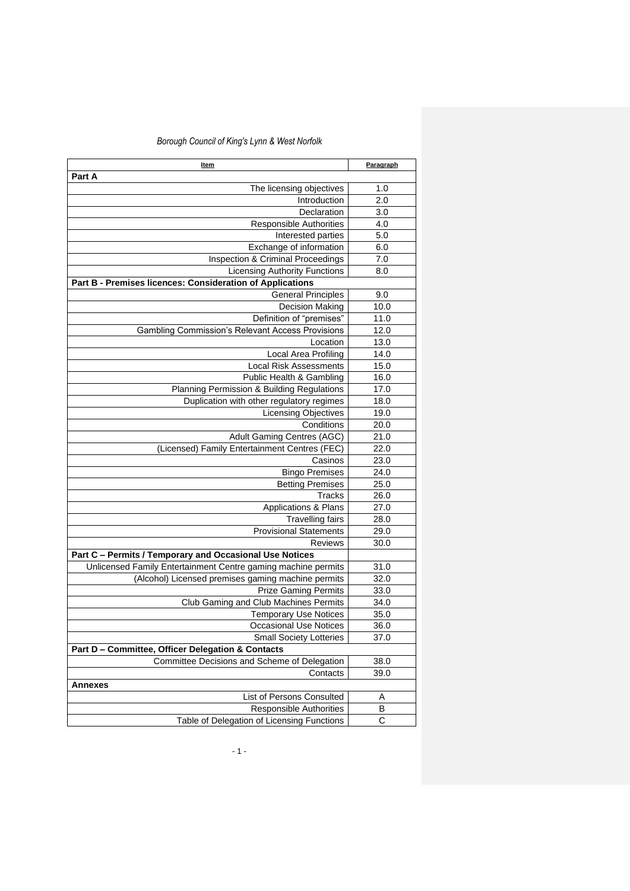*Borough Council of King's Lynn & West Norfolk*

| Item | Paragraph |
|---|---|
| **Part A** | |
| The licensing objectives | 1.0 |
| Introduction | 2.0 |
| Declaration | 3.0 |
| Responsible Authorities | 4.0 |
| Interested parties | 5.0 |
| Exchange of information | 6.0 |
| Inspection & Criminal Proceedings | 7.0 |
| Licensing Authority Functions | 8.0 |
| **Part B - Premises licences: Consideration of Applications** | |
| General Principles | 9.0 |
| Decision Making | 10.0 |
| Definition of "premises" | 11.0 |
| Gambling Commission's Relevant Access Provisions | 12.0 |
| Location | 13.0 |
| Local Area Profiling | 14.0 |
| Local Risk Assessments | 15.0 |
| Public Health & Gambling | 16.0 |
| Planning Permission & Building Regulations | 17.0 |
| Duplication with other regulatory regimes | 18.0 |
| Licensing Objectives | 19.0 |
| Conditions | 20.0 |
| Adult Gaming Centres (AGC) | 21.0 |
| (Licensed) Family Entertainment Centres (FEC) | 22.0 |
| Casinos | 23.0 |
| Bingo Premises | 24.0 |
| Betting Premises | 25.0 |
| Tracks | 26.0 |
| Applications & Plans | 27.0 |
| Travelling fairs | 28.0 |
| Provisional Statements | 29.0 |
| Reviews | 30.0 |
| **Part C – Permits / Temporary and Occasional Use Notices** | |
| Unlicensed Family Entertainment Centre gaming machine permits | 31.0 |
| (Alcohol) Licensed premises gaming machine permits | 32.0 |
| Prize Gaming Permits | 33.0 |
| Club Gaming and Club Machines Permits | 34.0 |
| Temporary Use Notices | 35.0 |
| Occasional Use Notices | 36.0 |
| Small Society Lotteries | 37.0 |
| **Part D – Committee, Officer Delegation & Contacts** | |
| Committee Decisions and Scheme of Delegation | 38.0 |
| Contacts | 39.0 |
| **Annexes** | |
| List of Persons Consulted | A |
| Responsible Authorities | B |
| Table of Delegation of Licensing Functions | C |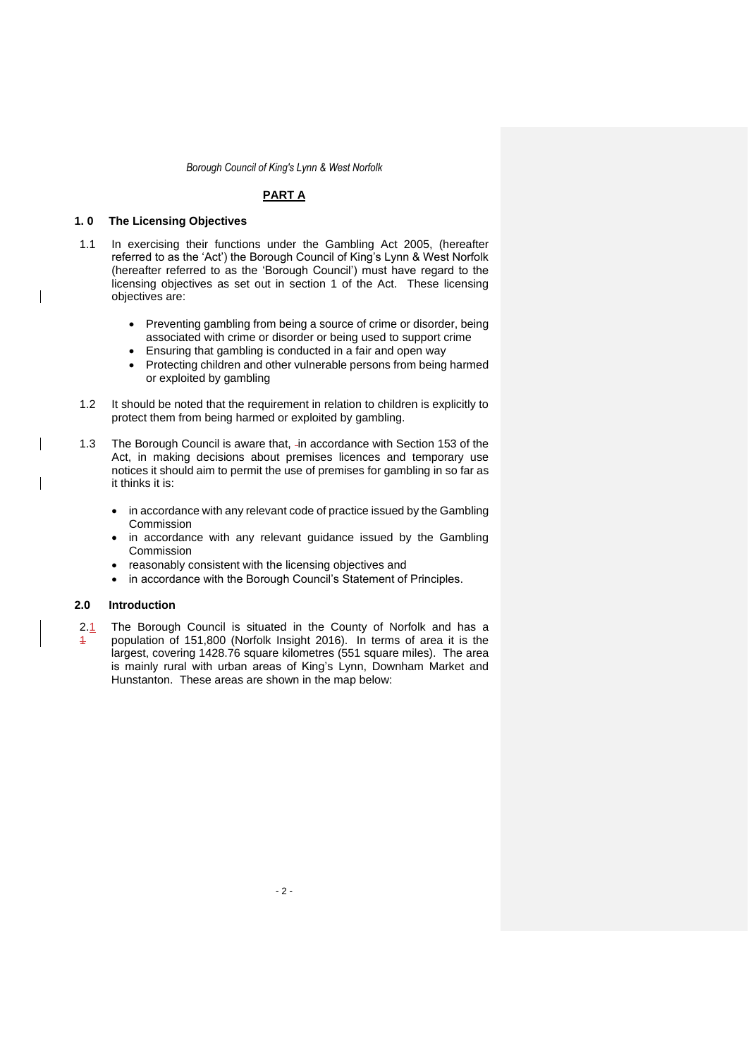## PART A

### 1. 0 The Licensing Objectives

1.1 In exercising their functions under the Gambling Act 2005, (hereafter referred to as the 'Act') the Borough Council of King's Lynn & West Norfolk (hereafter referred to as the 'Borough Council') must have regard to the licensing objectives as set out in section 1 of the Act. These licensing objectives are:

- Preventing gambling from being a source of crime or disorder, being associated with crime or disorder or being used to support crime
- Ensuring that gambling is conducted in a fair and open way
- Protecting children and other vulnerable persons from being harmed or exploited by gambling

1.2 It should be noted that the requirement in relation to children is explicitly to protect them from being harmed or exploited by gambling.

1.3 The Borough Council is aware that, in accordance with Section 153 of the Act, in making decisions about premises licences and temporary use notices it should aim to permit the use of premises for gambling in so far as it thinks it is:

- in accordance with any relevant code of practice issued by the Gambling Commission
- in accordance with any relevant guidance issued by the Gambling Commission
- reasonably consistent with the licensing objectives and
- in accordance with the Borough Council's Statement of Principles.

### 2.0 Introduction

2.1 The Borough Council is situated in the County of Norfolk and has a population of 151,800 (Norfolk Insight 2016). In terms of area it is the largest, covering 1428.76 square kilometres (551 square miles). The area is mainly rural with urban areas of King's Lynn, Downham Market and Hunstanton. These areas are shown in the map below: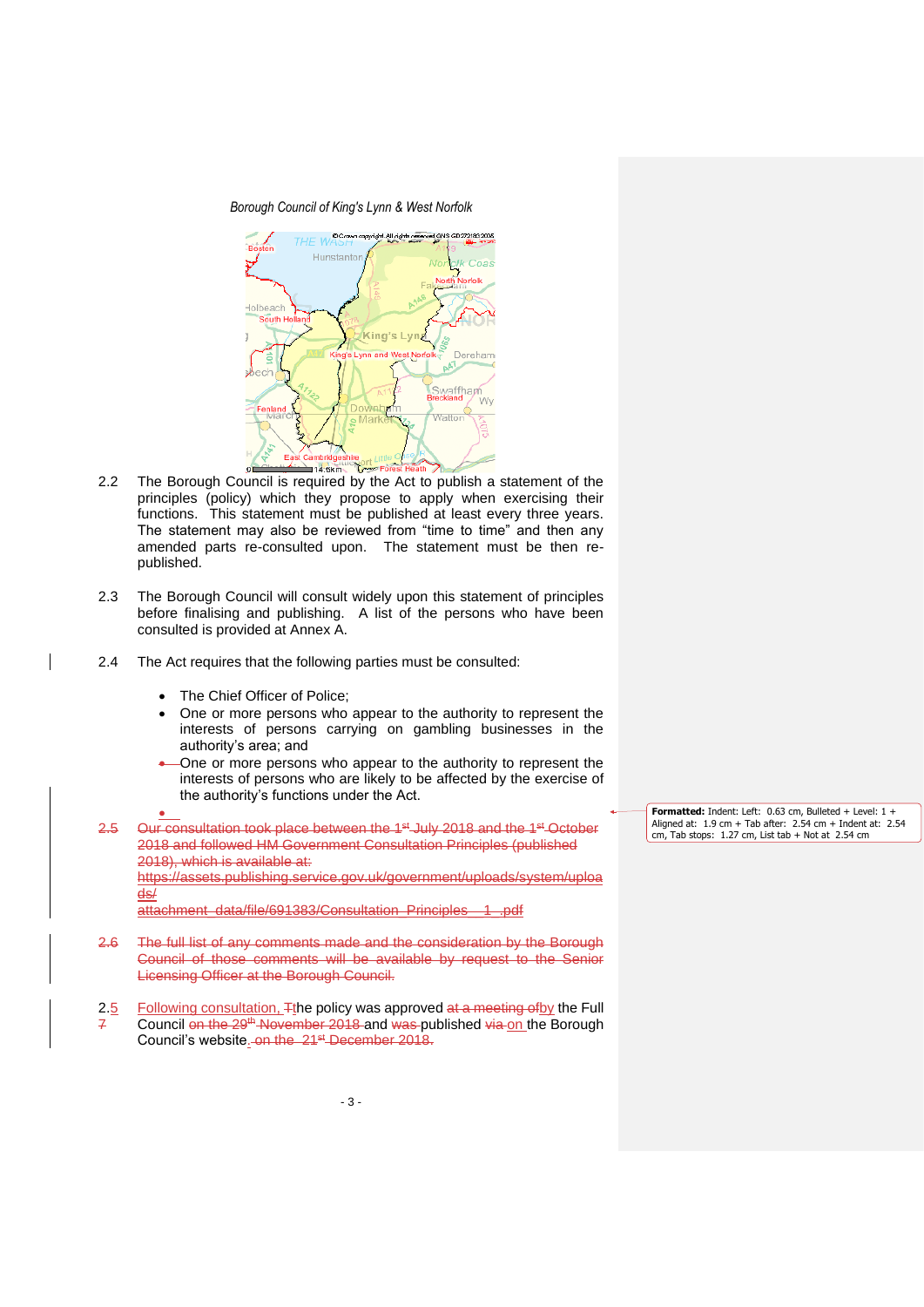2.2 The Borough Council is required by the Act to publish a statement of the principles (policy) which they propose to apply when exercising their functions. This statement must be published at least every three years. The statement may also be reviewed from "time to time" and then any amended parts re-consulted upon. The statement must be then re-published.

2.3 The Borough Council will consult widely upon this statement of principles before finalising and publishing. A list of the persons who have been consulted is provided at Annex A.

2.4 The Act requires that the following parties must be consulted:

- The Chief Officer of Police;
- One or more persons who appear to the authority to represent the interests of persons carrying on gambling businesses in the authority's area; and
- One or more persons who appear to the authority to represent the interests of persons who are likely to be affected by the exercise of the authority's functions under the Act.

2.5 ~~Our consultation took place between the 1st July 2018 and the 1st October 2018 and followed HM Government Consultation Principles (published 2018), which is available at: https://assets.publishing.service.gov.uk/government/uploads/system/uploads/attachment_data/file/691383/Consultation_Principles__1_.pdf~~

2.6 ~~The full list of any comments made and the consideration by the Borough Council of those comments will be available by request to the Senior Licensing Officer at the Borough Council.~~

2.5 Following consultation, the policy was approved by the Full Council and published on the Borough Council's website.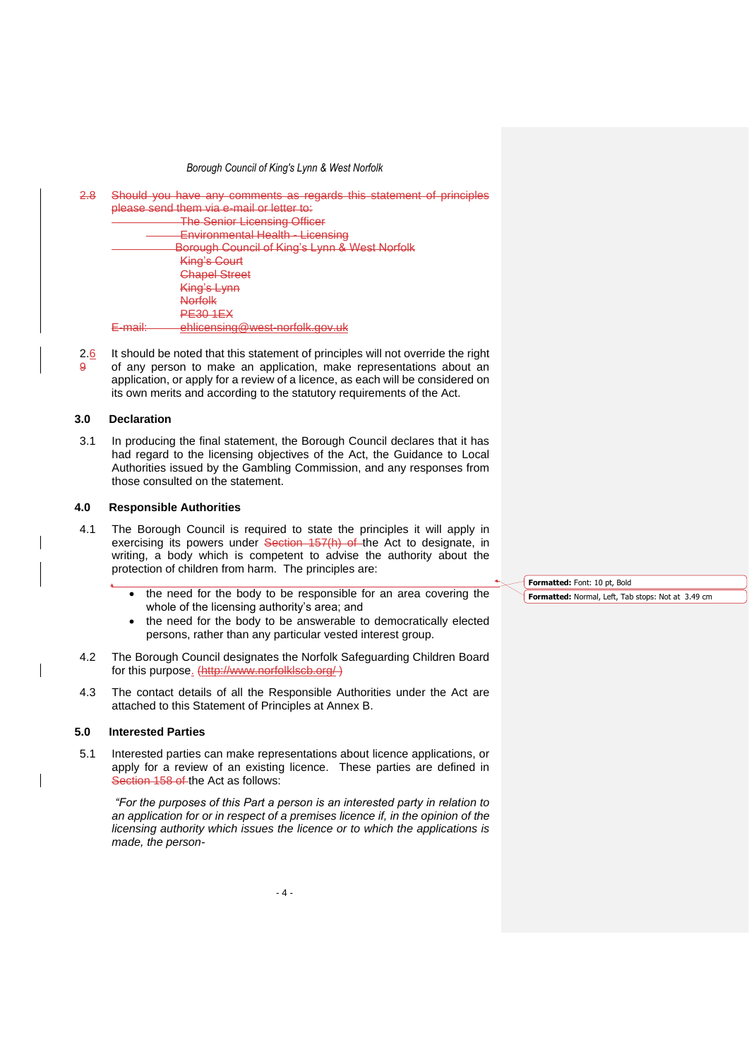2.8 Should you have any comments as regards this statement of principles please send them via e-mail or letter to:

The Senior Licensing Officer
Environmental Health - Licensing
Borough Council of King's Lynn & West Norfolk
King's Court
Chapel Street
King's Lynn
Norfolk
PE30 1EX

E-mail: ehlicensing@west-norfolk.gov.uk

2.6 9 It should be noted that this statement of principles will not override the right of any person to make an application, make representations about an application, or apply for a review of a licence, as each will be considered on its own merits and according to the statutory requirements of the Act.

## 3.0 Declaration

3.1 In producing the final statement, the Borough Council declares that it has had regard to the licensing objectives of the Act, the Guidance to Local Authorities issued by the Gambling Commission, and any responses from those consulted on the statement.

## 4.0 Responsible Authorities

4.1 The Borough Council is required to state the principles it will apply in exercising its powers under Section 157(h) of the Act to designate, in writing, a body which is competent to advise the authority about the protection of children from harm. The principles are:

- the need for the body to be responsible for an area covering the whole of the licensing authority's area; and
- the need for the body to be answerable to democratically elected persons, rather than any particular vested interest group.

4.2 The Borough Council designates the Norfolk Safeguarding Children Board for this purpose. (http://www.norfolklscb.org/)

4.3 The contact details of all the Responsible Authorities under the Act are attached to this Statement of Principles at Annex B.

## 5.0 Interested Parties

5.1 Interested parties can make representations about licence applications, or apply for a review of an existing licence. These parties are defined in Section 158 of the Act as follows:

*"For the purposes of this Part a person is an interested party in relation to an application for or in respect of a premises licence if, in the opinion of the licensing authority which issues the licence or to which the applications is made, the person-*

Formatted: Font: 10 pt, Bold

Formatted: Normal, Left, Tab stops: Not at 3.49 cm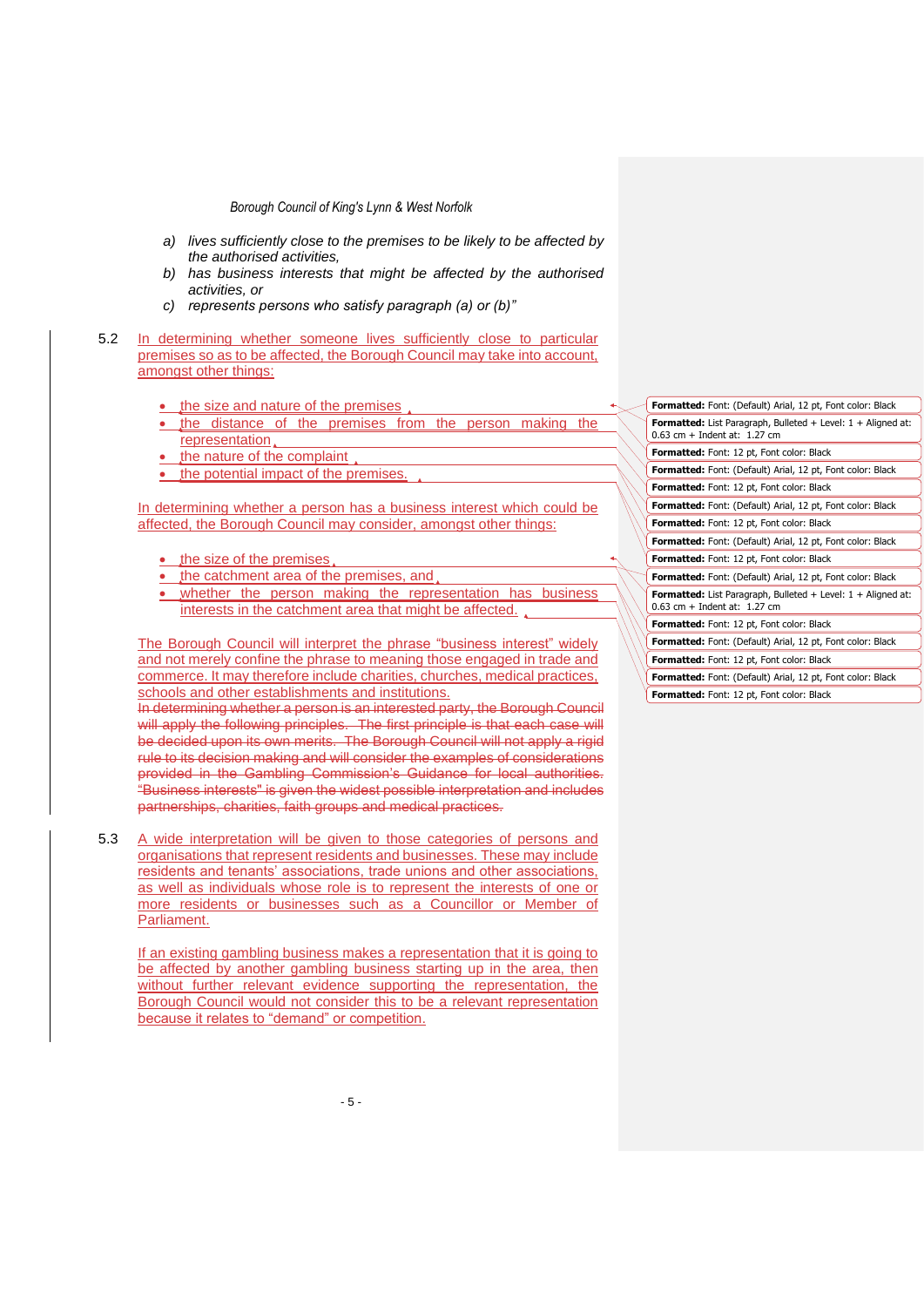*a) lives sufficiently close to the premises to be likely to be affected by the authorised activities,*

*b) has business interests that might be affected by the authorised activities, or*

*c) represents persons who satisfy paragraph (a) or (b)"*

5.2 In determining whether someone lives sufficiently close to particular premises so as to be affected, the Borough Council may take into account, amongst other things:

- the size and nature of the premises
- the distance of the premises from the person making the representation
- the nature of the complaint
- the potential impact of the premises.

In determining whether a person has a business interest which could be affected, the Borough Council may consider, amongst other things:

- the size of the premises
- the catchment area of the premises, and
- whether the person making the representation has business interests in the catchment area that might be affected.

The Borough Council will interpret the phrase "business interest" widely and not merely confine the phrase to meaning those engaged in trade and commerce. It may therefore include charities, churches, medical practices, schools and other establishments and institutions.

~~In determining whether a person is an interested party, the Borough Council will apply the following principles. The first principle is that each case will be decided upon its own merits. The Borough Council will not apply a rigid rule to its decision making and will consider the examples of considerations provided in the Gambling Commission's Guidance for local authorities. "Business interests" is given the widest possible interpretation and includes partnerships, charities, faith groups and medical practices.~~

5.3 A wide interpretation will be given to those categories of persons and organisations that represent residents and businesses. These may include residents and tenants' associations, trade unions and other associations, as well as individuals whose role is to represent the interests of one or more residents or businesses such as a Councillor or Member of Parliament.

If an existing gambling business makes a representation that it is going to be affected by another gambling business starting up in the area, then without further relevant evidence supporting the representation, the Borough Council would not consider this to be a relevant representation because it relates to "demand" or competition.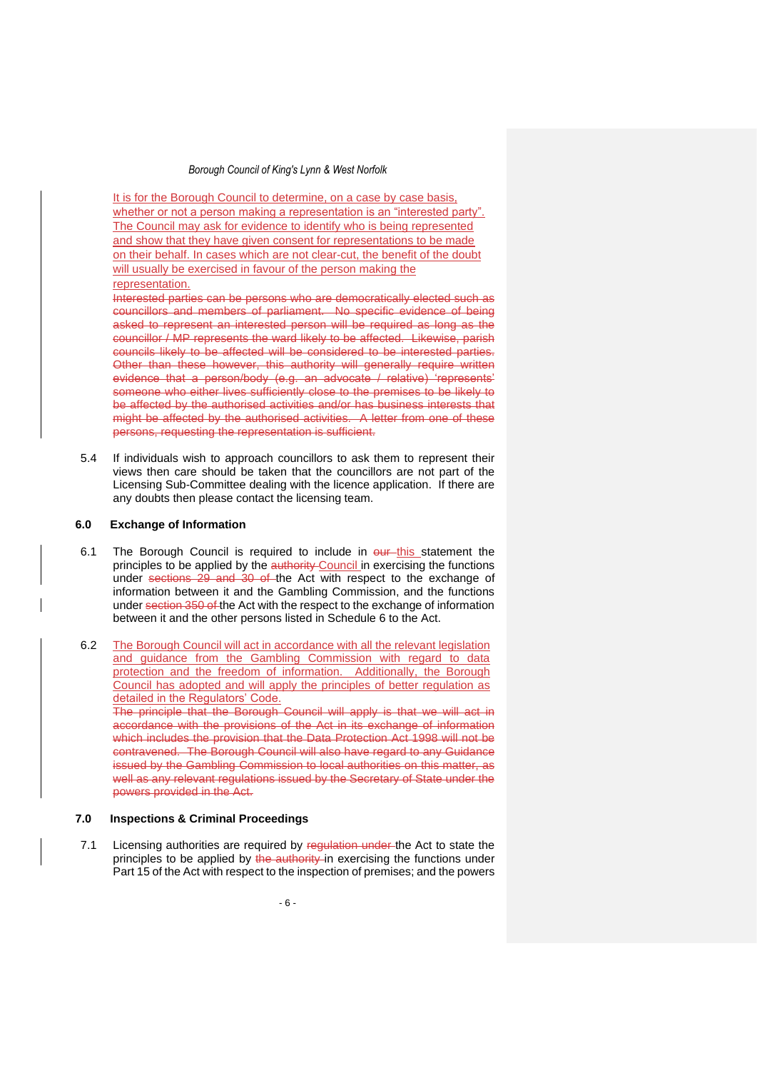It is for the Borough Council to determine, on a case by case basis, whether or not a person making a representation is an "interested party". The Council may ask for evidence to identify who is being represented and show that they have given consent for representations to be made on their behalf. In cases which are not clear-cut, the benefit of the doubt will usually be exercised in favour of the person making the representation.

~~Interested parties can be persons who are democratically elected such as councillors and members of parliament. No specific evidence of being asked to represent an interested person will be required as long as the councillor / MP represents the ward likely to be affected. Likewise, parish councils likely to be affected will be considered to be interested parties. Other than these however, this authority will generally require written evidence that a person/body (e.g. an advocate / relative) 'represents' someone who either lives sufficiently close to the premises to be likely to be affected by the authorised activities and/or has business interests that might be affected by the authorised activities. A letter from one of these persons, requesting the representation is sufficient.~~

5.4 If individuals wish to approach councillors to ask them to represent their views then care should be taken that the councillors are not part of the Licensing Sub-Committee dealing with the licence application. If there are any doubts then please contact the licensing team.

## 6.0 Exchange of Information

6.1 The Borough Council is required to include in ~~our~~ this statement the principles to be applied by the ~~authority~~ Council in exercising the functions under ~~sections 29 and 30 of~~ the Act with respect to the exchange of information between it and the Gambling Commission, and the functions under ~~section 350 of~~ the Act with the respect to the exchange of information between it and the other persons listed in Schedule 6 to the Act.

6.2 The Borough Council will act in accordance with all the relevant legislation and guidance from the Gambling Commission with regard to data protection and the freedom of information. Additionally, the Borough Council has adopted and will apply the principles of better regulation as detailed in the Regulators' Code.

~~The principle that the Borough Council will apply is that we will act in accordance with the provisions of the Act in its exchange of information which includes the provision that the Data Protection Act 1998 will not be contravened. The Borough Council will also have regard to any Guidance issued by the Gambling Commission to local authorities on this matter, as well as any relevant regulations issued by the Secretary of State under the powers provided in the Act.~~

## 7.0 Inspections & Criminal Proceedings

7.1 Licensing authorities are required by ~~regulation under~~ the Act to state the principles to be applied by ~~the authority~~ in exercising the functions under Part 15 of the Act with respect to the inspection of premises; and the powers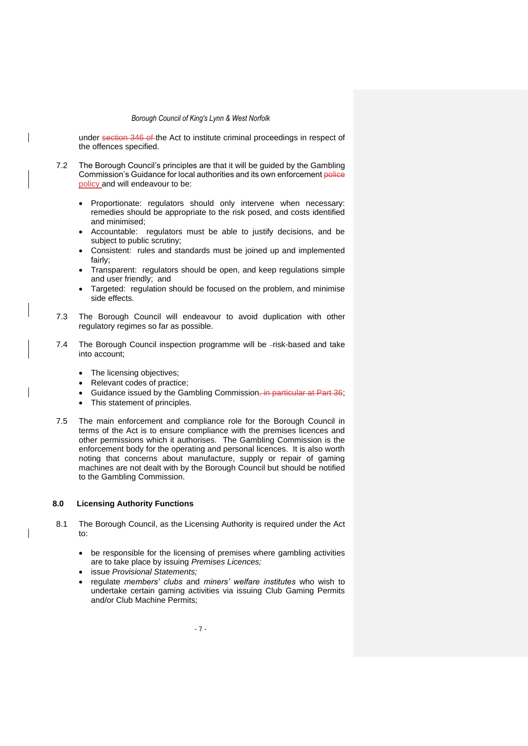under ~~section 346 of~~ the Act to institute criminal proceedings in respect of the offences specified.

7.2 The Borough Council's principles are that it will be guided by the Gambling Commission's Guidance for local authorities and its own enforcement ~~police~~ policy and will endeavour to be:

- Proportionate: regulators should only intervene when necessary: remedies should be appropriate to the risk posed, and costs identified and minimised;
- Accountable: regulators must be able to justify decisions, and be subject to public scrutiny;
- Consistent: rules and standards must be joined up and implemented fairly;
- Transparent: regulators should be open, and keep regulations simple and user friendly; and
- Targeted: regulation should be focused on the problem, and minimise side effects.

7.3 The Borough Council will endeavour to avoid duplication with other regulatory regimes so far as possible.

7.4 The Borough Council inspection programme will be ~~-~~risk-based and take into account;

- The licensing objectives;
- Relevant codes of practice;
- Guidance issued by the Gambling Commission~~, in particular at Part 36~~;
- This statement of principles.

7.5 The main enforcement and compliance role for the Borough Council in terms of the Act is to ensure compliance with the premises licences and other permissions which it authorises. The Gambling Commission is the enforcement body for the operating and personal licences. It is also worth noting that concerns about manufacture, supply or repair of gaming machines are not dealt with by the Borough Council but should be notified to the Gambling Commission.

## 8.0 Licensing Authority Functions

8.1 The Borough Council, as the Licensing Authority is required under the Act to:

- be responsible for the licensing of premises where gambling activities are to take place by issuing *Premises Licences;*
- issue *Provisional Statements;*
- regulate *members' clubs* and *miners' welfare institutes* who wish to undertake certain gaming activities via issuing Club Gaming Permits and/or Club Machine Permits;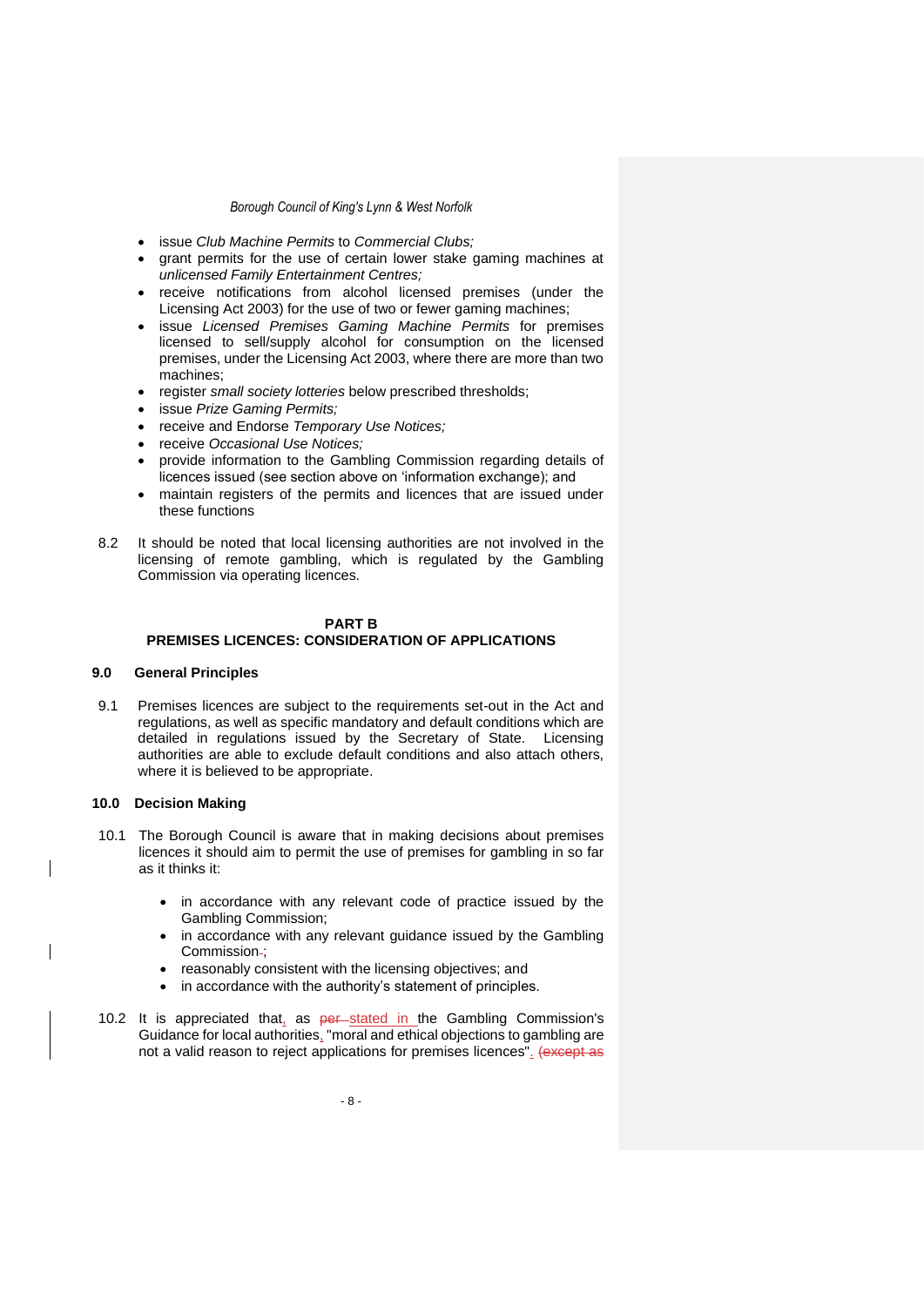- issue *Club Machine Permits* to *Commercial Clubs;*
- grant permits for the use of certain lower stake gaming machines at *unlicensed Family Entertainment Centres;*
- receive notifications from alcohol licensed premises (under the Licensing Act 2003) for the use of two or fewer gaming machines;
- issue *Licensed Premises Gaming Machine Permits* for premises licensed to sell/supply alcohol for consumption on the licensed premises, under the Licensing Act 2003, where there are more than two machines;
- register *small society lotteries* below prescribed thresholds;
- issue *Prize Gaming Permits;*
- receive and Endorse *Temporary Use Notices;*
- receive *Occasional Use Notices;*
- provide information to the Gambling Commission regarding details of licences issued (see section above on 'information exchange); and
- maintain registers of the permits and licences that are issued under these functions

8.2 It should be noted that local licensing authorities are not involved in the licensing of remote gambling, which is regulated by the Gambling Commission via operating licences.

## PART B
## PREMISES LICENCES: CONSIDERATION OF APPLICATIONS

### 9.0 General Principles

9.1 Premises licences are subject to the requirements set-out in the Act and regulations, as well as specific mandatory and default conditions which are detailed in regulations issued by the Secretary of State. Licensing authorities are able to exclude default conditions and also attach others, where it is believed to be appropriate.

### 10.0 Decision Making

10.1 The Borough Council is aware that in making decisions about premises licences it should aim to permit the use of premises for gambling in so far as it thinks it:

- in accordance with any relevant code of practice issued by the Gambling Commission;
- in accordance with any relevant guidance issued by the Gambling Commission ;
- reasonably consistent with the licensing objectives; and
- in accordance with the authority's statement of principles.

10.2 It is appreciated that, as ~~per~~ stated in the Gambling Commission's Guidance for local authorities, "moral and ethical objections to gambling are not a valid reason to reject applications for premises licences". ~~(except as~~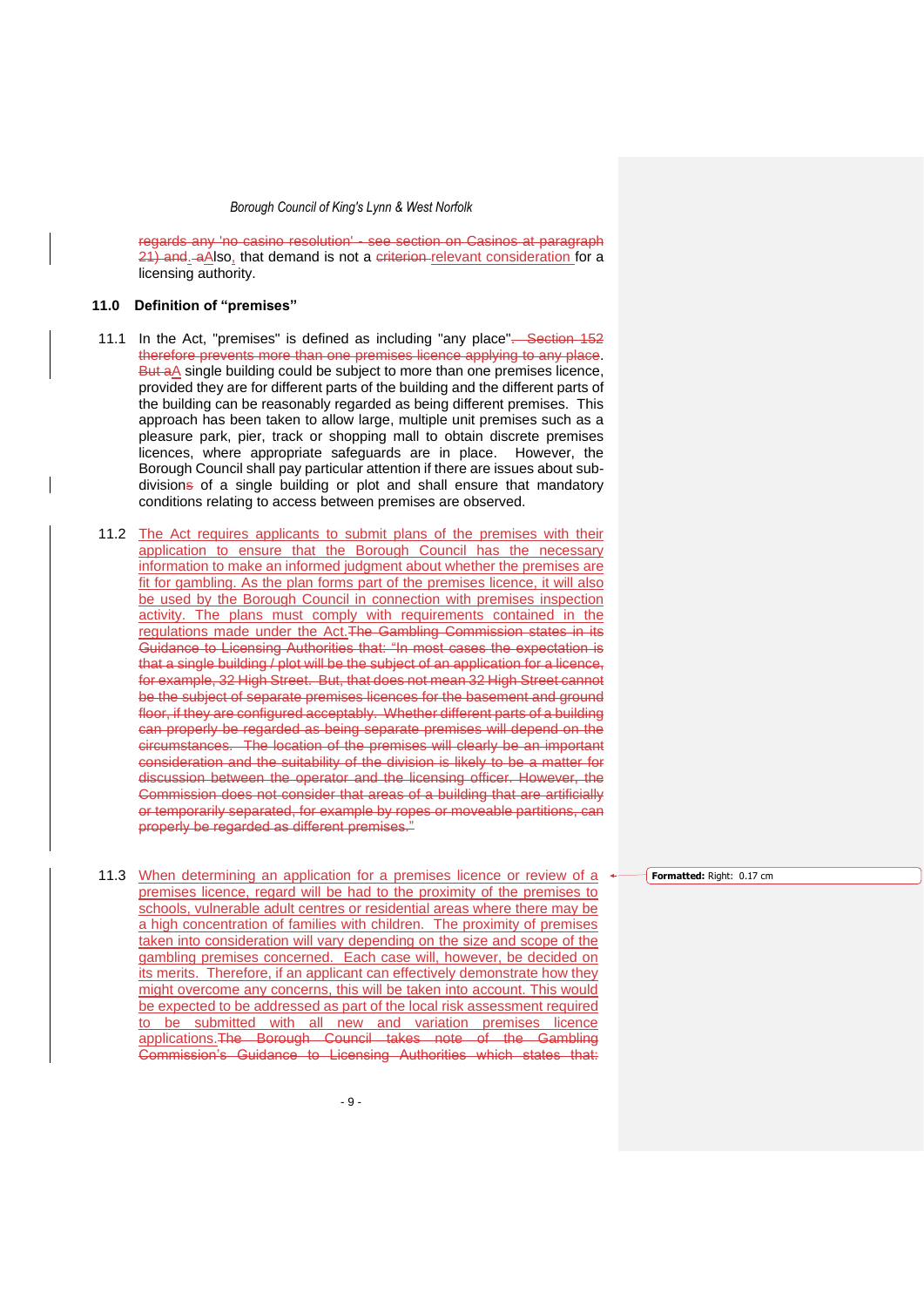~~regards any 'no casino resolution' - see section on Casinos at paragraph 21) and.~~ ~~a~~Also, that demand is not a ~~criterion~~ relevant consideration for a licensing authority.

### 11.0 Definition of "premises"

11.1 In the Act, "premises" is defined as including "any place"~~. Section 152 therefore prevents more than one premises licence applying to any place~~. ~~But a~~A single building could be subject to more than one premises licence, provided they are for different parts of the building and the different parts of the building can be reasonably regarded as being different premises. This approach has been taken to allow large, multiple unit premises such as a pleasure park, pier, track or shopping mall to obtain discrete premises licences, where appropriate safeguards are in place. However, the Borough Council shall pay particular attention if there are issues about sub-division~~s~~ of a single building or plot and shall ensure that mandatory conditions relating to access between premises are observed.

11.2 The Act requires applicants to submit plans of the premises with their application to ensure that the Borough Council has the necessary information to make an informed judgment about whether the premises are fit for gambling. As the plan forms part of the premises licence, it will also be used by the Borough Council in connection with premises inspection activity. The plans must comply with requirements contained in the regulations made under the Act.~~The Gambling Commission states in its Guidance to Licensing Authorities that: "In most cases the expectation is that a single building / plot will be the subject of an application for a licence, for example, 32 High Street. But, that does not mean 32 High Street cannot be the subject of separate premises licences for the basement and ground floor, if they are configured acceptably. Whether different parts of a building can properly be regarded as being separate premises will depend on the circumstances. The location of the premises will clearly be an important consideration and the suitability of the division is likely to be a matter for discussion between the operator and the licensing officer. However, the Commission does not consider that areas of a building that are artificially or temporarily separated, for example by ropes or moveable partitions, can properly be regarded as different premises."~~

11.3 When determining an application for a premises licence or review of a premises licence, regard will be had to the proximity of the premises to schools, vulnerable adult centres or residential areas where there may be a high concentration of families with children. The proximity of premises taken into consideration will vary depending on the size and scope of the gambling premises concerned. Each case will, however, be decided on its merits. Therefore, if an applicant can effectively demonstrate how they might overcome any concerns, this will be taken into account. This would be expected to be addressed as part of the local risk assessment required to be submitted with all new and variation premises licence applications.~~The Borough Council takes note of the Gambling Commission's Guidance to Licensing Authorities which states that:~~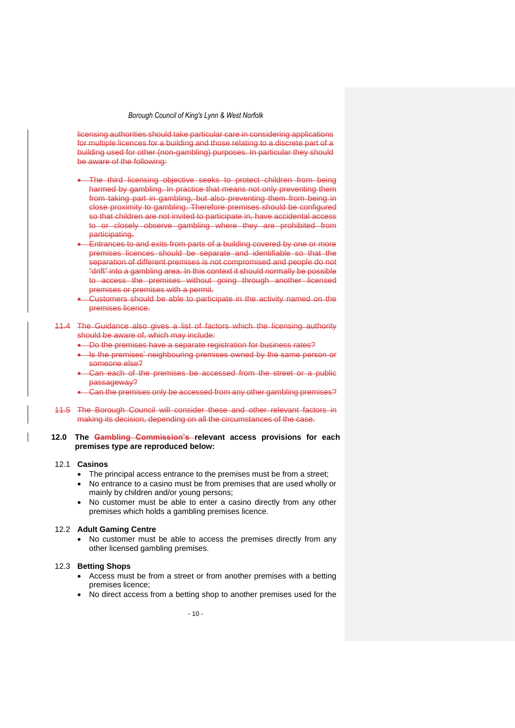~~licensing authorities should take particular care in considering applications for multiple licences for a building and those relating to a discrete part of a building used for other (non-gambling) purposes. In particular they should be aware of the following:~~

- ~~The third licensing objective seeks to protect children from being harmed by gambling. In practice that means not only preventing them from taking part in gambling, but also preventing them from being in close proximity to gambling. Therefore premises should be configured so that children are not invited to participate in, have accidental access to or closely observe gambling where they are prohibited from participating.~~
- ~~Entrances to and exits from parts of a building covered by one or more premises licences should be separate and identifiable so that the separation of different premises is not compromised and people do not "drift" into a gambling area. In this context it should normally be possible to access the premises without going through another licensed premises or premises with a permit.~~
- ~~Customers should be able to participate in the activity named on the premises licence.~~

~~11.4 The Guidance also gives a list of factors which the licensing authority should be aware of, which may include:~~

- ~~Do the premises have a separate registration for business rates?~~
- ~~Is the premises' neighbouring premises owned by the same person or someone else?~~
- ~~Can each of the premises be accessed from the street or a public passageway?~~
- ~~Can the premises only be accessed from any other gambling premises?~~

~~11.5 The Borough Council will consider these and other relevant factors in making its decision, depending on all the circumstances of the case.~~

## 12.0 The ~~Gambling Commission's~~ relevant access provisions for each premises type are reproduced below:

### 12.1 Casinos

- The principal access entrance to the premises must be from a street;
- No entrance to a casino must be from premises that are used wholly or mainly by children and/or young persons;
- No customer must be able to enter a casino directly from any other premises which holds a gambling premises licence.

### 12.2 Adult Gaming Centre

- No customer must be able to access the premises directly from any other licensed gambling premises.

### 12.3 Betting Shops

- Access must be from a street or from another premises with a betting premises licence;
- No direct access from a betting shop to another premises used for the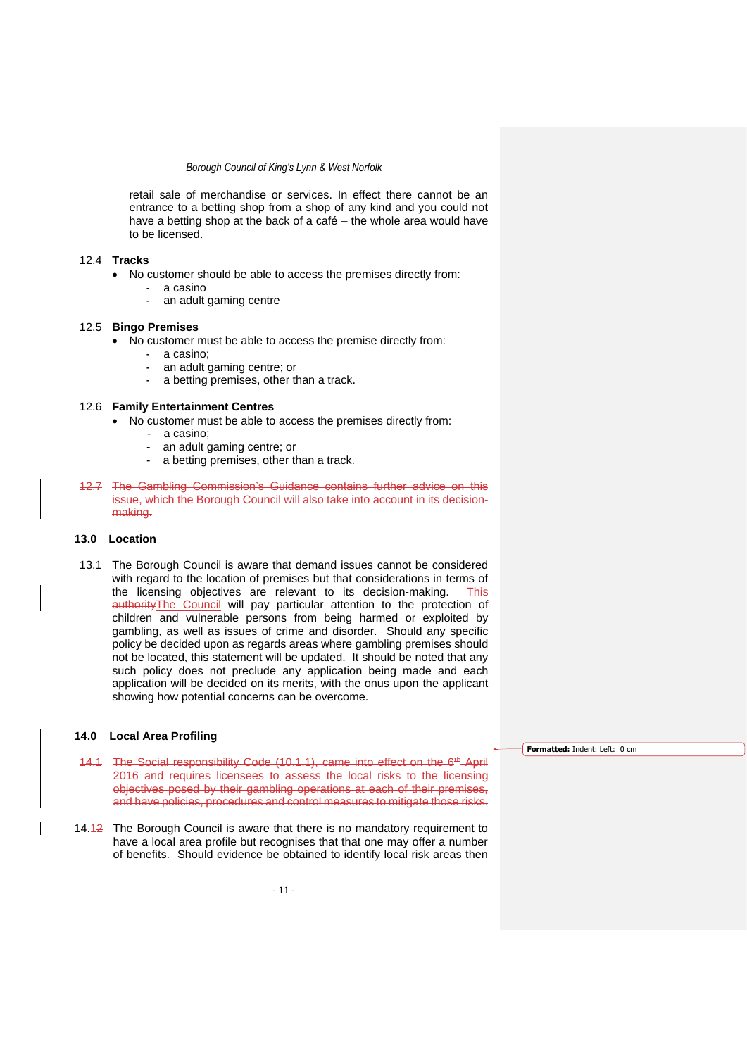retail sale of merchandise or services. In effect there cannot be an entrance to a betting shop from a shop of any kind and you could not have a betting shop at the back of a café – the whole area would have to be licensed.

12.4 **Tracks**

- No customer should be able to access the premises directly from:
  - a casino
  - an adult gaming centre

12.5 **Bingo Premises**

- No customer must be able to access the premise directly from:
  - a casino;
  - an adult gaming centre; or
  - a betting premises, other than a track.

12.6 **Family Entertainment Centres**

- No customer must be able to access the premises directly from:
  - a casino;
  - an adult gaming centre; or
  - a betting premises, other than a track.

~~12.7 The Gambling Commission's Guidance contains further advice on this issue, which the Borough Council will also take into account in its decision-making.~~

## 13.0 Location

13.1 The Borough Council is aware that demand issues cannot be considered with regard to the location of premises but that considerations in terms of the licensing objectives are relevant to its decision-making. ~~This authority~~The Council will pay particular attention to the protection of children and vulnerable persons from being harmed or exploited by gambling, as well as issues of crime and disorder. Should any specific policy be decided upon as regards areas where gambling premises should not be located, this statement will be updated. It should be noted that any such policy does not preclude any application being made and each application will be decided on its merits, with the onus upon the applicant showing how potential concerns can be overcome.

## 14.0 Local Area Profiling

~~14.1 The Social responsibility Code (10.1.1), came into effect on the 6th April 2016 and requires licensees to assess the local risks to the licensing objectives posed by their gambling operations at each of their premises, and have policies, procedures and control measures to mitigate those risks.~~

14.1~~2~~ The Borough Council is aware that there is no mandatory requirement to have a local area profile but recognises that that one may offer a number of benefits. Should evidence be obtained to identify local risk areas then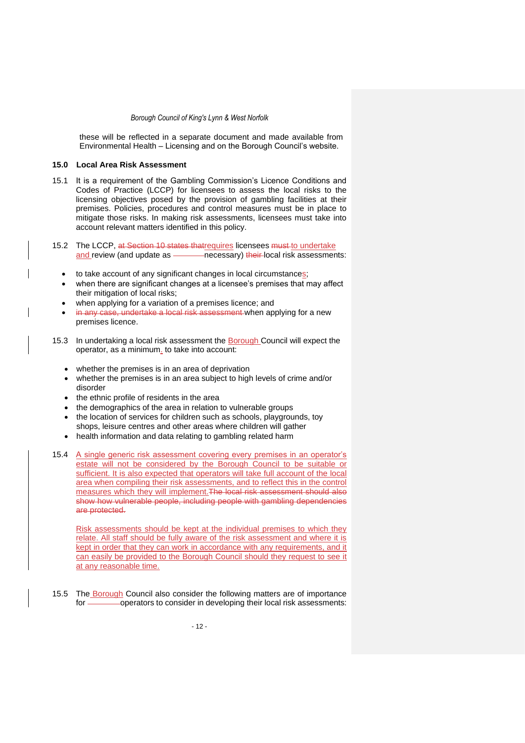these will be reflected in a separate document and made available from Environmental Health – Licensing and on the Borough Council's website.

## 15.0 Local Area Risk Assessment

15.1 It is a requirement of the Gambling Commission's Licence Conditions and Codes of Practice (LCCP) for licensees to assess the local risks to the licensing objectives posed by the provision of gambling facilities at their premises. Policies, procedures and control measures must be in place to mitigate those risks. In making risk assessments, licensees must take into account relevant matters identified in this policy.

15.2 The LCCP, ~~at Section 10 states that~~requires licensees ~~must~~ to undertake and review (and update as necessary) ~~their~~ local risk assessments:

- to take account of any significant changes in local circumstances;
- when there are significant changes at a licensee's premises that may affect their mitigation of local risks;
- when applying for a variation of a premises licence; and
- ~~in any case, undertake a local risk assessment~~ when applying for a new premises licence.

15.3 In undertaking a local risk assessment the Borough Council will expect the operator, as a minimum, to take into account:

- whether the premises is in an area of deprivation
- whether the premises is in an area subject to high levels of crime and/or disorder
- the ethnic profile of residents in the area
- the demographics of the area in relation to vulnerable groups
- the location of services for children such as schools, playgrounds, toy shops, leisure centres and other areas where children will gather
- health information and data relating to gambling related harm

15.4 A single generic risk assessment covering every premises in an operator's estate will not be considered by the Borough Council to be suitable or sufficient. It is also expected that operators will take full account of the local area when compiling their risk assessments, and to reflect this in the control measures which they will implement.~~The local risk assessment should also show how vulnerable people, including people with gambling dependencies are protected.~~

Risk assessments should be kept at the individual premises to which they relate. All staff should be fully aware of the risk assessment and where it is kept in order that they can work in accordance with any requirements, and it can easily be provided to the Borough Council should they request to see it at any reasonable time.

15.5 The Borough Council also consider the following matters are of importance for operators to consider in developing their local risk assessments: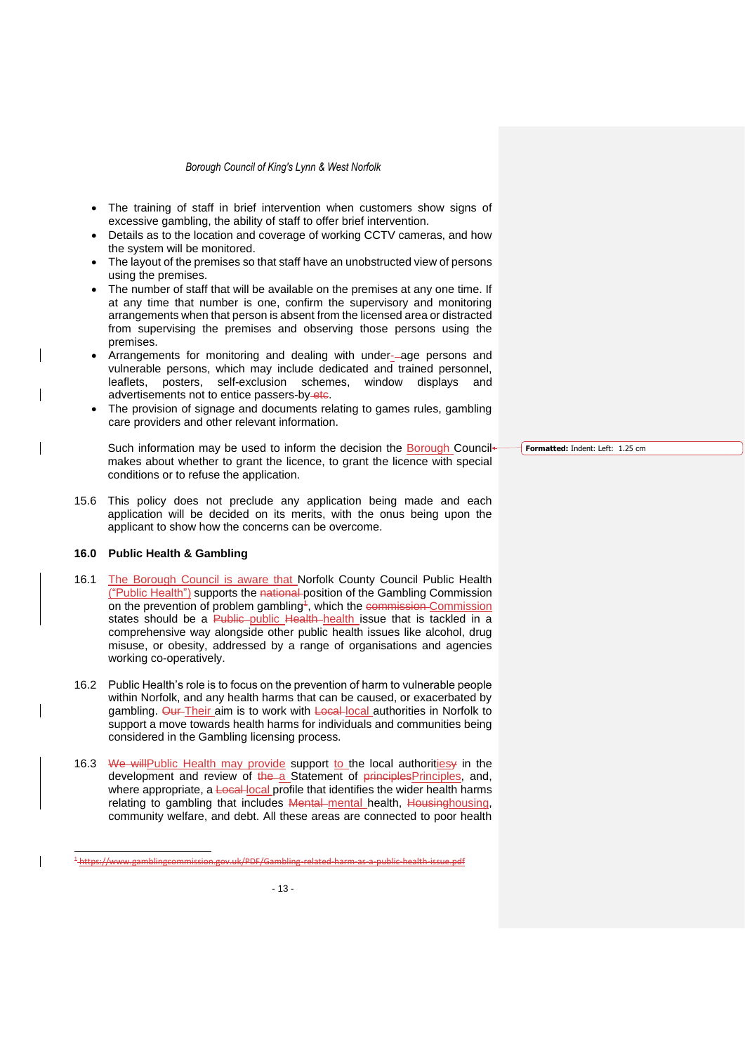- The training of staff in brief intervention when customers show signs of excessive gambling, the ability of staff to offer brief intervention.
- Details as to the location and coverage of working CCTV cameras, and how the system will be monitored.
- The layout of the premises so that staff have an unobstructed view of persons using the premises.
- The number of staff that will be available on the premises at any one time. If at any time that number is one, confirm the supervisory and monitoring arrangements when that person is absent from the licensed area or distracted from supervising the premises and observing those persons using the premises.
- Arrangements for monitoring and dealing with under-~~ ~~age persons and vulnerable persons, which may include dedicated and trained personnel, leaflets, posters, self-exclusion schemes, window displays and advertisements not to entice passers-by~~ etc~~.
- The provision of signage and documents relating to games rules, gambling care providers and other relevant information.

Such information may be used to inform the decision the Borough Council makes about whether to grant the licence, to grant the licence with special conditions or to refuse the application.

15.6 This policy does not preclude any application being made and each application will be decided on its merits, with the onus being upon the applicant to show how the concerns can be overcome.

## 16.0 Public Health & Gambling

16.1 The Borough Council is aware that Norfolk County Council Public Health ("Public Health") supports the ~~national~~ position of the Gambling Commission on the prevention of problem gambling~~[1]~~, which the ~~commission~~ Commission states should be a ~~Public~~ public ~~Health~~ health issue that is tackled in a comprehensive way alongside other public health issues like alcohol, drug misuse, or obesity, addressed by a range of organisations and agencies working co-operatively.

16.2 Public Health's role is to focus on the prevention of harm to vulnerable people within Norfolk, and any health harms that can be caused, or exacerbated by gambling. ~~Our~~ Their aim is to work with ~~Local~~ local authorities in Norfolk to support a move towards health harms for individuals and communities being considered in the Gambling licensing process.

16.3 ~~We will~~Public Health may provide support to the local authorit~~y~~ies in the development and review of ~~the~~ a Statement of ~~principles~~Principles, and, where appropriate, a ~~Local~~ local profile that identifies the wider health harms relating to gambling that includes ~~Mental~~ mental health, ~~Housing~~housing, community welfare, and debt. All these areas are connected to poor health

~~[1] https://www.gamblingcommission.gov.uk/PDF/Gambling-related-harm-as-a-public-health-issue.pdf~~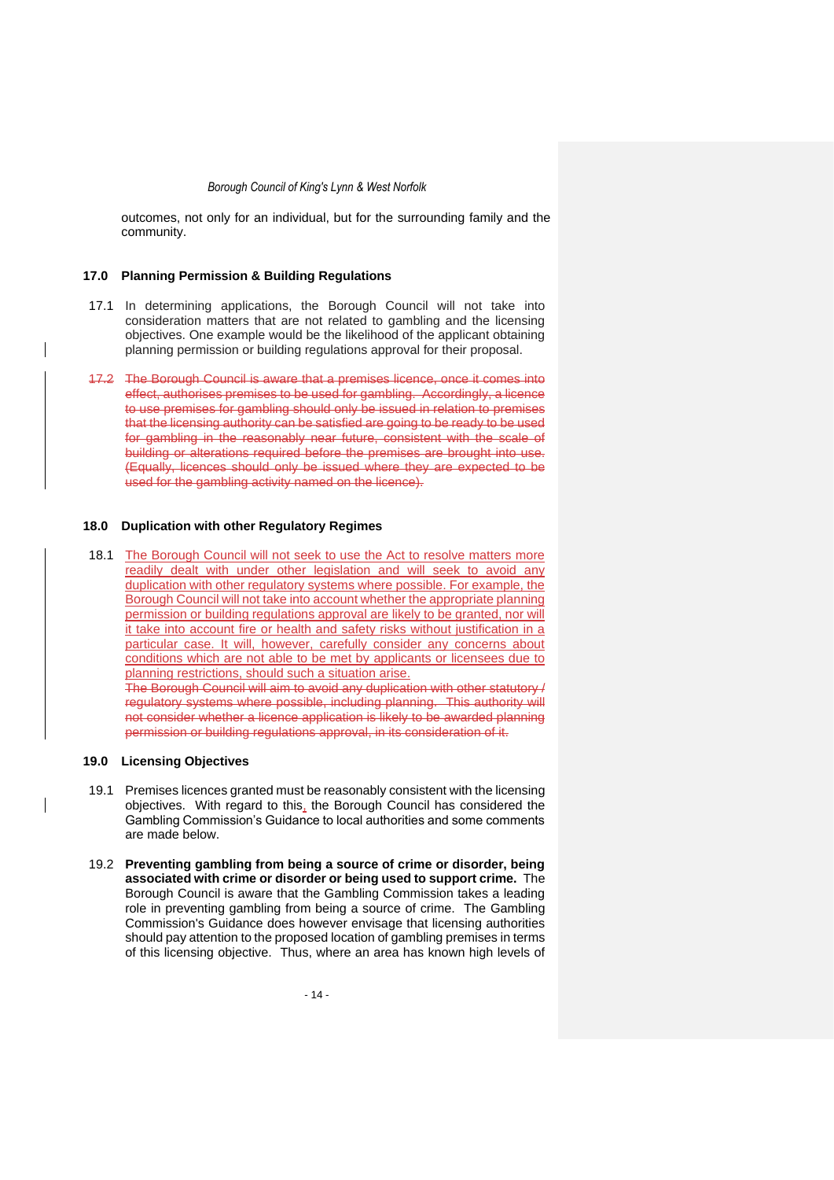outcomes, not only for an individual, but for the surrounding family and the community.

## 17.0 Planning Permission & Building Regulations

17.1 In determining applications, the Borough Council will not take into consideration matters that are not related to gambling and the licensing objectives. One example would be the likelihood of the applicant obtaining planning permission or building regulations approval for their proposal.

~~17.2 The Borough Council is aware that a premises licence, once it comes into effect, authorises premises to be used for gambling. Accordingly, a licence to use premises for gambling should only be issued in relation to premises that the licensing authority can be satisfied are going to be ready to be used for gambling in the reasonably near future, consistent with the scale of building or alterations required before the premises are brought into use. (Equally, licences should only be issued where they are expected to be used for the gambling activity named on the licence).~~

## 18.0 Duplication with other Regulatory Regimes

18.1 The Borough Council will not seek to use the Act to resolve matters more readily dealt with under other legislation and will seek to avoid any duplication with other regulatory systems where possible. For example, the Borough Council will not take into account whether the appropriate planning permission or building regulations approval are likely to be granted, nor will it take into account fire or health and safety risks without justification in a particular case. It will, however, carefully consider any concerns about conditions which are not able to be met by applicants or licensees due to planning restrictions, should such a situation arise.
~~The Borough Council will aim to avoid any duplication with other statutory / regulatory systems where possible, including planning. This authority will not consider whether a licence application is likely to be awarded planning permission or building regulations approval, in its consideration of it.~~

## 19.0 Licensing Objectives

19.1 Premises licences granted must be reasonably consistent with the licensing objectives. With regard to this, the Borough Council has considered the Gambling Commission's Guidance to local authorities and some comments are made below.

19.2 **Preventing gambling from being a source of crime or disorder, being associated with crime or disorder or being used to support crime.** The Borough Council is aware that the Gambling Commission takes a leading role in preventing gambling from being a source of crime. The Gambling Commission's Guidance does however envisage that licensing authorities should pay attention to the proposed location of gambling premises in terms of this licensing objective. Thus, where an area has known high levels of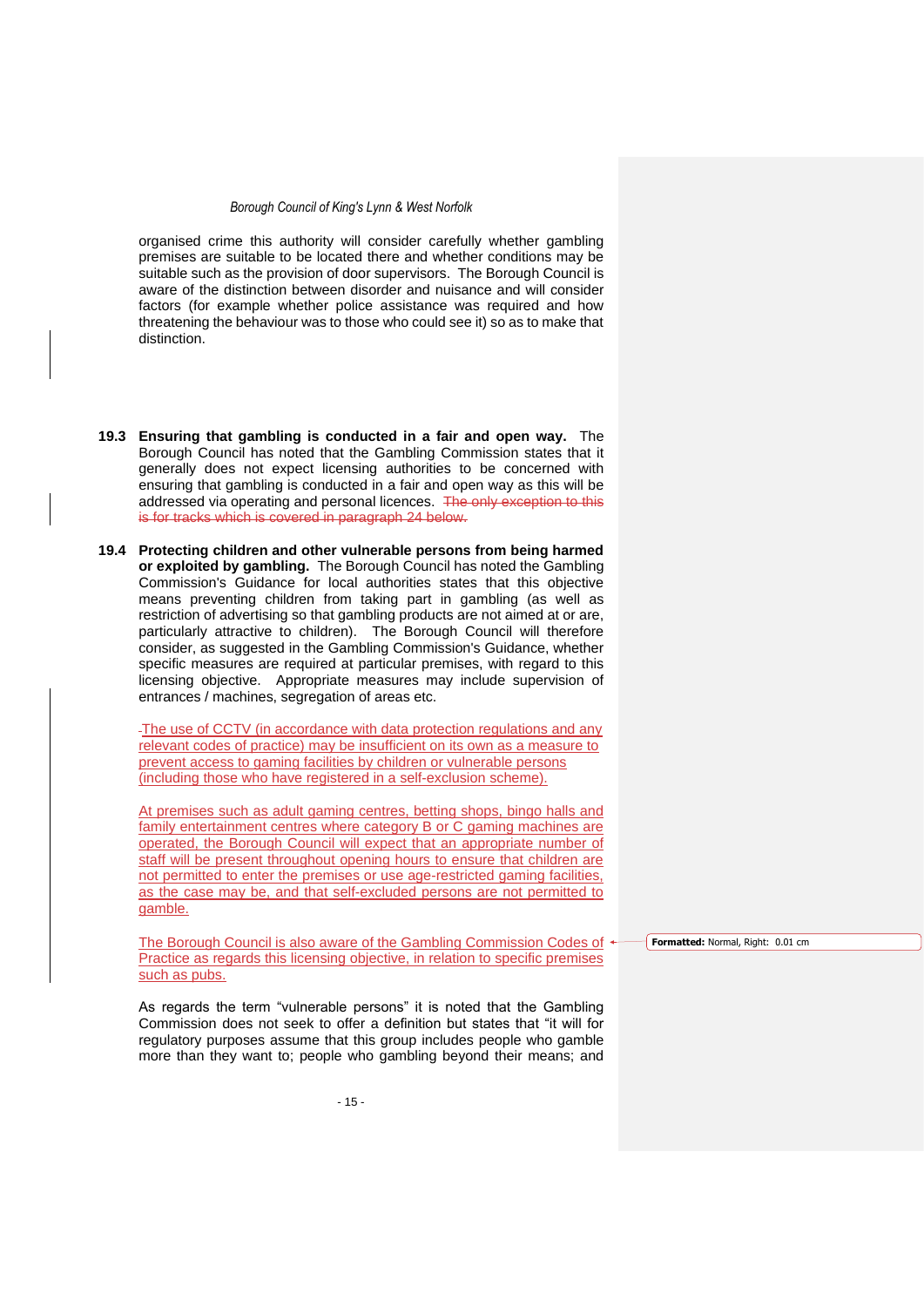organised crime this authority will consider carefully whether gambling premises are suitable to be located there and whether conditions may be suitable such as the provision of door supervisors. The Borough Council is aware of the distinction between disorder and nuisance and will consider factors (for example whether police assistance was required and how threatening the behaviour was to those who could see it) so as to make that distinction.

**19.3 Ensuring that gambling is conducted in a fair and open way.** The Borough Council has noted that the Gambling Commission states that it generally does not expect licensing authorities to be concerned with ensuring that gambling is conducted in a fair and open way as this will be addressed via operating and personal licences. ~~The only exception to this is for tracks which is covered in paragraph 24 below.~~

**19.4 Protecting children and other vulnerable persons from being harmed or exploited by gambling.** The Borough Council has noted the Gambling Commission's Guidance for local authorities states that this objective means preventing children from taking part in gambling (as well as restriction of advertising so that gambling products are not aimed at or are, particularly attractive to children). The Borough Council will therefore consider, as suggested in the Gambling Commission's Guidance, whether specific measures are required at particular premises, with regard to this licensing objective. Appropriate measures may include supervision of entrances / machines, segregation of areas etc.

The use of CCTV (in accordance with data protection regulations and any relevant codes of practice) may be insufficient on its own as a measure to prevent access to gaming facilities by children or vulnerable persons (including those who have registered in a self-exclusion scheme).

At premises such as adult gaming centres, betting shops, bingo halls and family entertainment centres where category B or C gaming machines are operated, the Borough Council will expect that an appropriate number of staff will be present throughout opening hours to ensure that children are not permitted to enter the premises or use age-restricted gaming facilities, as the case may be, and that self-excluded persons are not permitted to gamble.

The Borough Council is also aware of the Gambling Commission Codes of Practice as regards this licensing objective, in relation to specific premises such as pubs.

As regards the term "vulnerable persons" it is noted that the Gambling Commission does not seek to offer a definition but states that "it will for regulatory purposes assume that this group includes people who gamble more than they want to; people who gambling beyond their means; and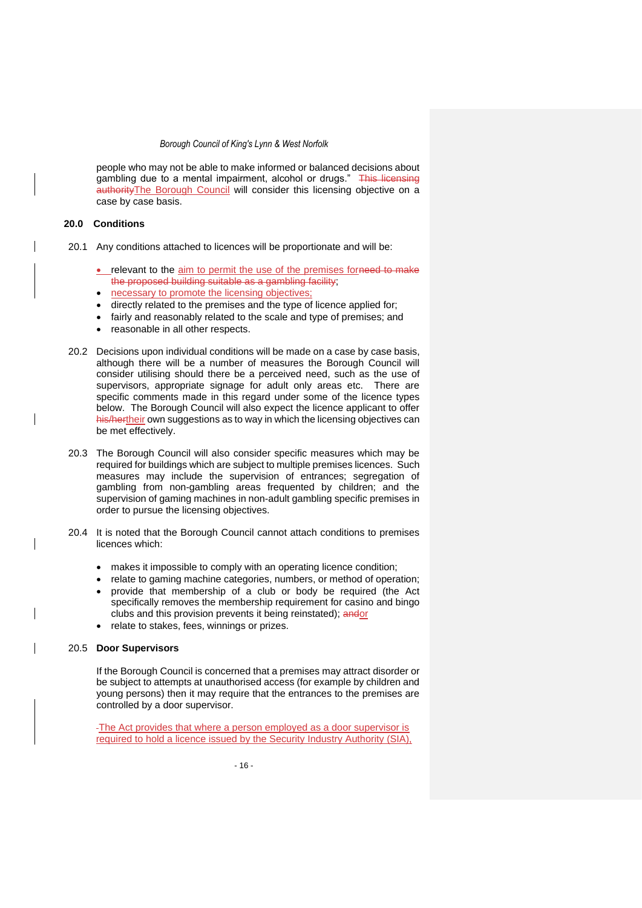people who may not be able to make informed or balanced decisions about gambling due to a mental impairment, alcohol or drugs." ~~This licensing authority~~The Borough Council will consider this licensing objective on a case by case basis.

## 20.0 Conditions

20.1 Any conditions attached to licences will be proportionate and will be:

- relevant to the aim to permit the use of the premises for~~need to make the proposed building suitable as a gambling facility~~;
- necessary to promote the licensing objectives;
- directly related to the premises and the type of licence applied for;
- fairly and reasonably related to the scale and type of premises; and
- reasonable in all other respects.

20.2 Decisions upon individual conditions will be made on a case by case basis, although there will be a number of measures the Borough Council will consider utilising should there be a perceived need, such as the use of supervisors, appropriate signage for adult only areas etc. There are specific comments made in this regard under some of the licence types below. The Borough Council will also expect the licence applicant to offer ~~his/her~~their own suggestions as to way in which the licensing objectives can be met effectively.

20.3 The Borough Council will also consider specific measures which may be required for buildings which are subject to multiple premises licences. Such measures may include the supervision of entrances; segregation of gambling from non-gambling areas frequented by children; and the supervision of gaming machines in non-adult gambling specific premises in order to pursue the licensing objectives.

20.4 It is noted that the Borough Council cannot attach conditions to premises licences which:

- makes it impossible to comply with an operating licence condition;
- relate to gaming machine categories, numbers, or method of operation;
- provide that membership of a club or body be required (the Act specifically removes the membership requirement for casino and bingo clubs and this provision prevents it being reinstated); ~~and~~or
- relate to stakes, fees, winnings or prizes.

20.5 **Door Supervisors**

If the Borough Council is concerned that a premises may attract disorder or be subject to attempts at unauthorised access (for example by children and young persons) then it may require that the entrances to the premises are controlled by a door supervisor.

The Act provides that where a person employed as a door supervisor is required to hold a licence issued by the Security Industry Authority (SIA),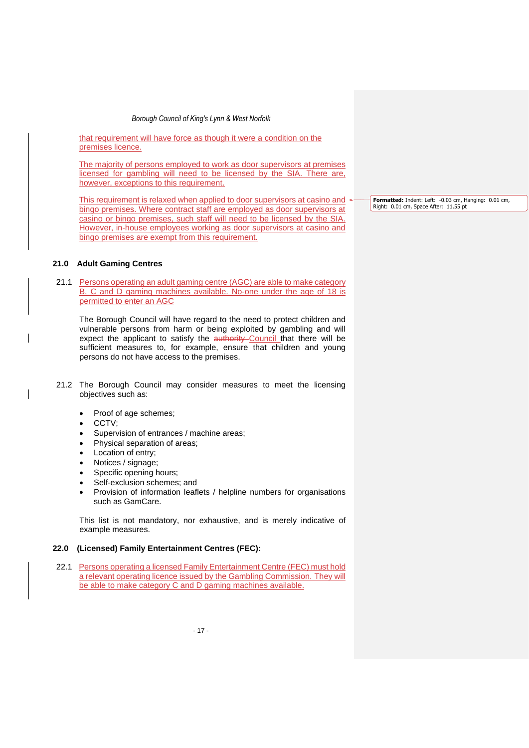that requirement will have force as though it were a condition on the premises licence.

The majority of persons employed to work as door supervisors at premises licensed for gambling will need to be licensed by the SIA. There are, however, exceptions to this requirement.

This requirement is relaxed when applied to door supervisors at casino and bingo premises. Where contract staff are employed as door supervisors at casino or bingo premises, such staff will need to be licensed by the SIA. However, in-house employees working as door supervisors at casino and bingo premises are exempt from this requirement.

## 21.0 Adult Gaming Centres

21.1 Persons operating an adult gaming centre (AGC) are able to make category B, C and D gaming machines available. No-one under the age of 18 is permitted to enter an AGC

The Borough Council will have regard to the need to protect children and vulnerable persons from harm or being exploited by gambling and will expect the applicant to satisfy the ~~authority~~ Council that there will be sufficient measures to, for example, ensure that children and young persons do not have access to the premises.

21.2 The Borough Council may consider measures to meet the licensing objectives such as:

- Proof of age schemes;
- CCTV;
- Supervision of entrances / machine areas;
- Physical separation of areas;
- Location of entry;
- Notices / signage;
- Specific opening hours;
- Self-exclusion schemes; and
- Provision of information leaflets / helpline numbers for organisations such as GamCare.

This list is not mandatory, nor exhaustive, and is merely indicative of example measures.

## 22.0 (Licensed) Family Entertainment Centres (FEC):

22.1 Persons operating a licensed Family Entertainment Centre (FEC) must hold a relevant operating licence issued by the Gambling Commission. They will be able to make category C and D gaming machines available.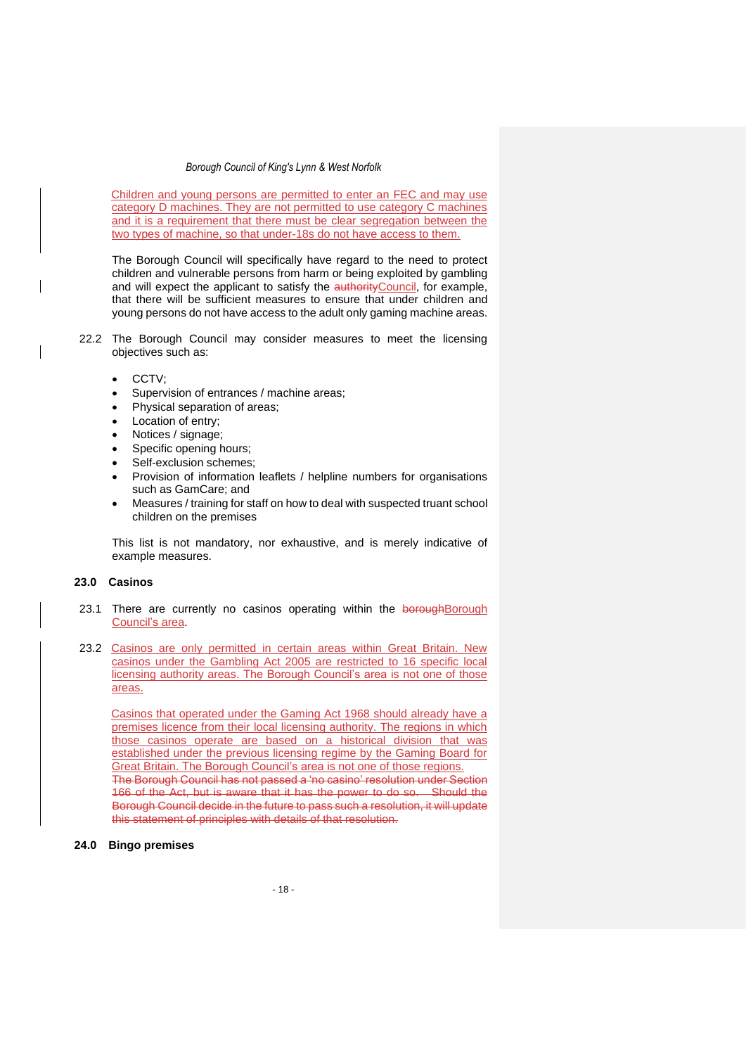Children and young persons are permitted to enter an FEC and may use category D machines. They are not permitted to use category C machines and it is a requirement that there must be clear segregation between the two types of machine, so that under-18s do not have access to them.

The Borough Council will specifically have regard to the need to protect children and vulnerable persons from harm or being exploited by gambling and will expect the applicant to satisfy the ~~authority~~Council, for example, that there will be sufficient measures to ensure that under children and young persons do not have access to the adult only gaming machine areas.

22.2 The Borough Council may consider measures to meet the licensing objectives such as:

- CCTV;
- Supervision of entrances / machine areas;
- Physical separation of areas;
- Location of entry;
- Notices / signage;
- Specific opening hours;
- Self-exclusion schemes;
- Provision of information leaflets / helpline numbers for organisations such as GamCare; and
- Measures / training for staff on how to deal with suspected truant school children on the premises

This list is not mandatory, nor exhaustive, and is merely indicative of example measures.

## 23.0 Casinos

23.1 There are currently no casinos operating within the ~~borough~~Borough Council's area.

23.2 Casinos are only permitted in certain areas within Great Britain. New casinos under the Gambling Act 2005 are restricted to 16 specific local licensing authority areas. The Borough Council's area is not one of those areas.

Casinos that operated under the Gaming Act 1968 should already have a premises licence from their local licensing authority. The regions in which those casinos operate are based on a historical division that was established under the previous licensing regime by the Gaming Board for Great Britain. The Borough Council's area is not one of those regions.
~~The Borough Council has not passed a 'no casino' resolution under Section 166 of the Act, but is aware that it has the power to do so. Should the Borough Council decide in the future to pass such a resolution, it will update this statement of principles with details of that resolution.~~

## 24.0 Bingo premises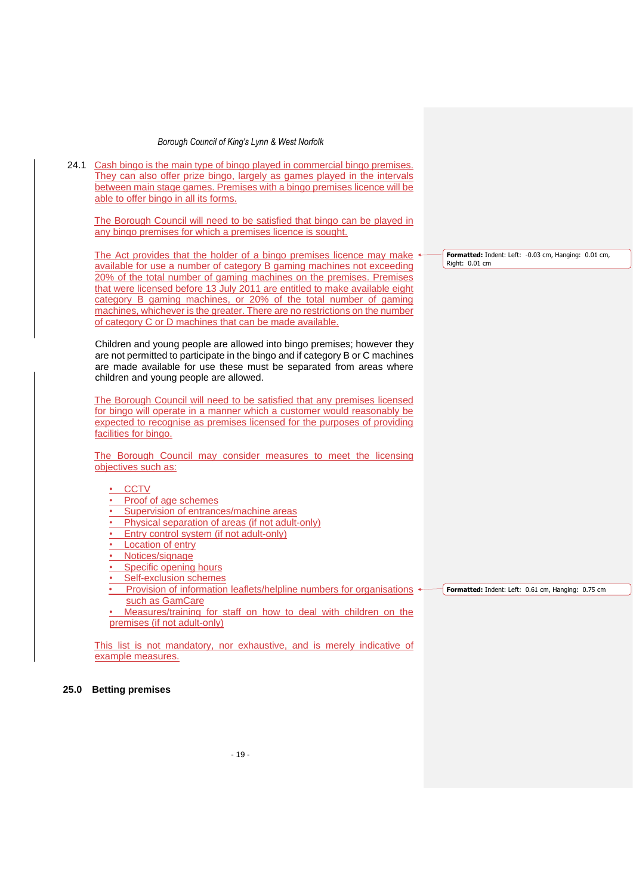24.1 Cash bingo is the main type of bingo played in commercial bingo premises. They can also offer prize bingo, largely as games played in the intervals between main stage games. Premises with a bingo premises licence will be able to offer bingo in all its forms.

The Borough Council will need to be satisfied that bingo can be played in any bingo premises for which a premises licence is sought.

The Act provides that the holder of a bingo premises licence may make available for use a number of category B gaming machines not exceeding 20% of the total number of gaming machines on the premises. Premises that were licensed before 13 July 2011 are entitled to make available eight category B gaming machines, or 20% of the total number of gaming machines, whichever is the greater. There are no restrictions on the number of category C or D machines that can be made available.

Children and young people are allowed into bingo premises; however they are not permitted to participate in the bingo and if category B or C machines are made available for use these must be separated from areas where children and young people are allowed.

The Borough Council will need to be satisfied that any premises licensed for bingo will operate in a manner which a customer would reasonably be expected to recognise as premises licensed for the purposes of providing facilities for bingo.

The Borough Council may consider measures to meet the licensing objectives such as:

- CCTV
- Proof of age schemes
- Supervision of entrances/machine areas
- Physical separation of areas (if not adult-only)
- Entry control system (if not adult-only)
- Location of entry
- Notices/signage
- Specific opening hours
- Self-exclusion schemes
- Provision of information leaflets/helpline numbers for organisations such as GamCare
- Measures/training for staff on how to deal with children on the premises (if not adult-only)

This list is not mandatory, nor exhaustive, and is merely indicative of example measures.

## 25.0 Betting premises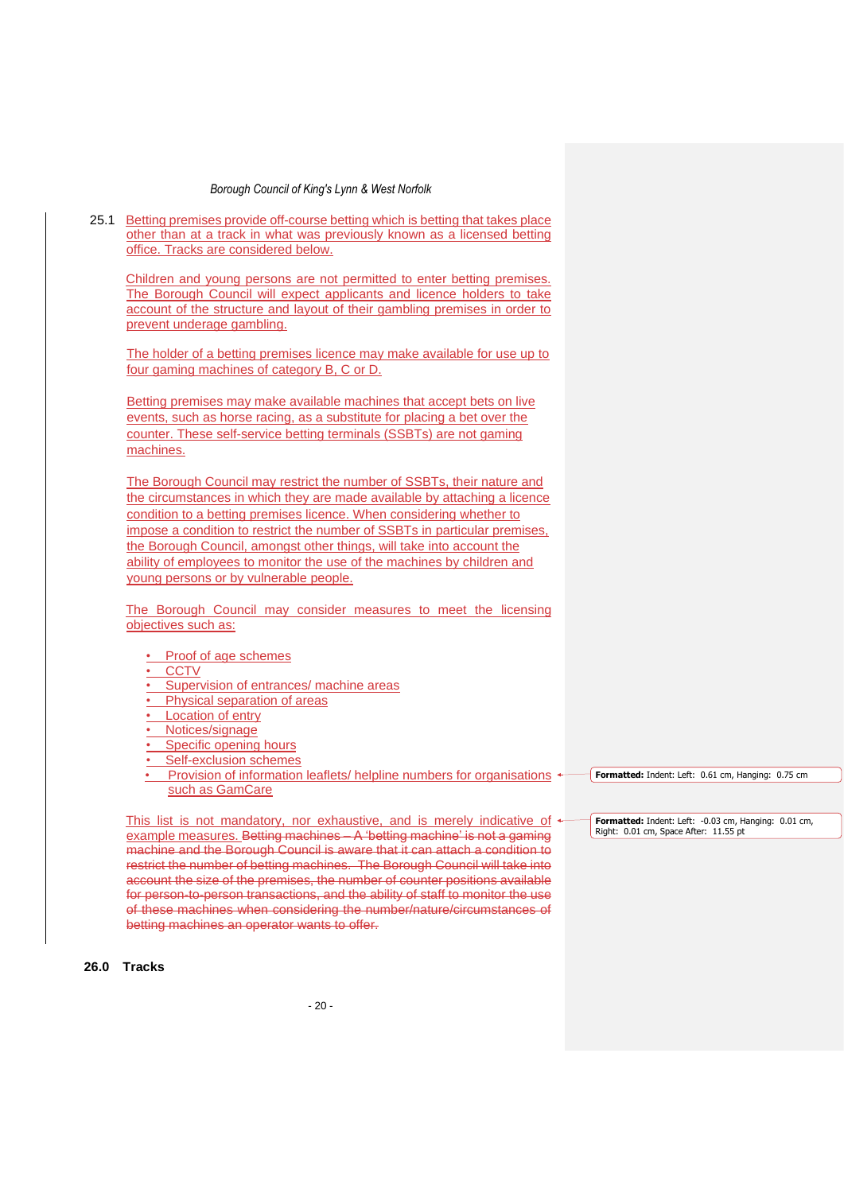25.1 Betting premises provide off-course betting which is betting that takes place other than at a track in what was previously known as a licensed betting office. Tracks are considered below.

Children and young persons are not permitted to enter betting premises. The Borough Council will expect applicants and licence holders to take account of the structure and layout of their gambling premises in order to prevent underage gambling.

The holder of a betting premises licence may make available for use up to four gaming machines of category B, C or D.

Betting premises may make available machines that accept bets on live events, such as horse racing, as a substitute for placing a bet over the counter. These self-service betting terminals (SSBTs) are not gaming machines.

The Borough Council may restrict the number of SSBTs, their nature and the circumstances in which they are made available by attaching a licence condition to a betting premises licence. When considering whether to impose a condition to restrict the number of SSBTs in particular premises, the Borough Council, amongst other things, will take into account the ability of employees to monitor the use of the machines by children and young persons or by vulnerable people.

The Borough Council may consider measures to meet the licensing objectives such as:

- Proof of age schemes
- CCTV
- Supervision of entrances/ machine areas
- Physical separation of areas
- Location of entry
- Notices/signage
- Specific opening hours
- Self-exclusion schemes
- Provision of information leaflets/ helpline numbers for organisations such as GamCare

This list is not mandatory, nor exhaustive, and is merely indicative of example measures. ~~Betting machines – A 'betting machine' is not a gaming machine and the Borough Council is aware that it can attach a condition to restrict the number of betting machines. The Borough Council will take into account the size of the premises, the number of counter positions available for person-to-person transactions, and the ability of staff to monitor the use of these machines when considering the number/nature/circumstances of betting machines an operator wants to offer.~~

## 26.0 Tracks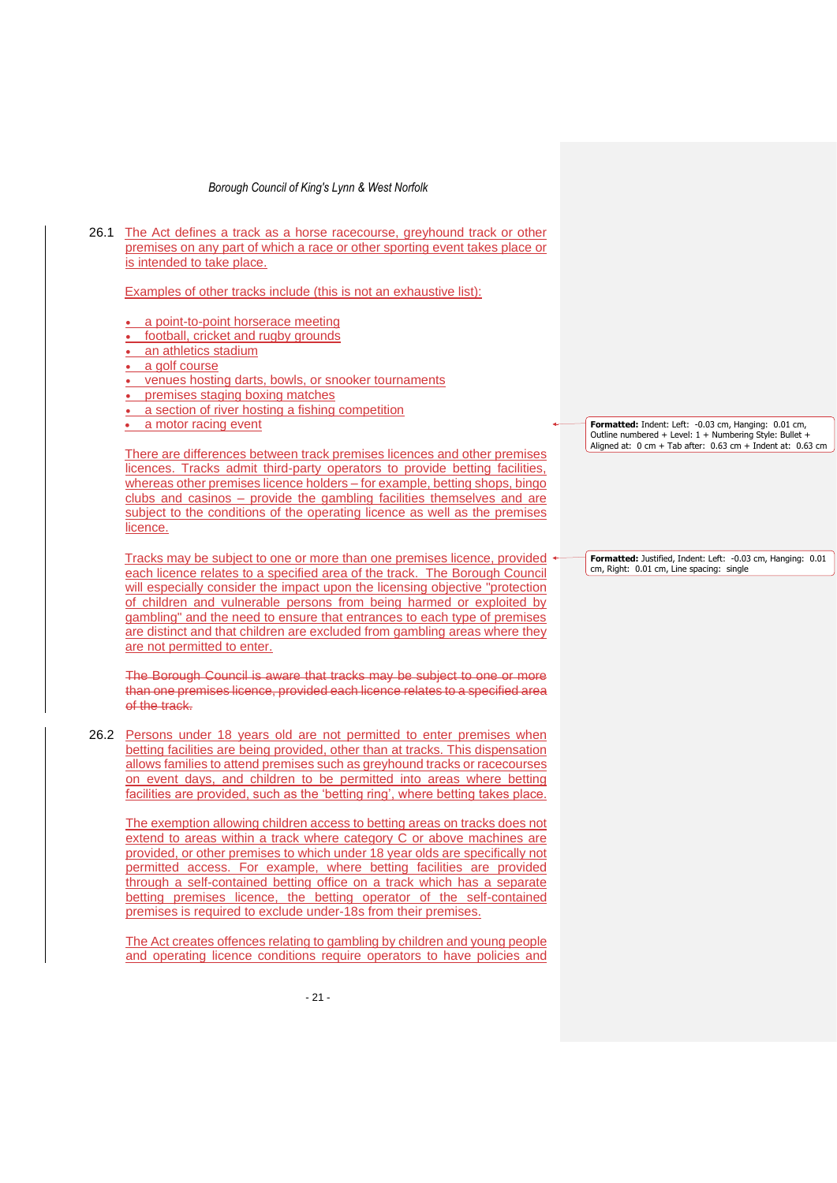26.1 The Act defines a track as a horse racecourse, greyhound track or other premises on any part of which a race or other sporting event takes place or is intended to take place.

Examples of other tracks include (this is not an exhaustive list):

- a point-to-point horserace meeting
- football, cricket and rugby grounds
- an athletics stadium
- a golf course
- venues hosting darts, bowls, or snooker tournaments
- premises staging boxing matches
- a section of river hosting a fishing competition
- a motor racing event

There are differences between track premises licences and other premises licences. Tracks admit third-party operators to provide betting facilities, whereas other premises licence holders – for example, betting shops, bingo clubs and casinos – provide the gambling facilities themselves and are subject to the conditions of the operating licence as well as the premises licence.

Tracks may be subject to one or more than one premises licence, provided each licence relates to a specified area of the track. The Borough Council will especially consider the impact upon the licensing objective "protection of children and vulnerable persons from being harmed or exploited by gambling" and the need to ensure that entrances to each type of premises are distinct and that children are excluded from gambling areas where they are not permitted to enter.

~~The Borough Council is aware that tracks may be subject to one or more than one premises licence, provided each licence relates to a specified area of the track.~~

26.2 Persons under 18 years old are not permitted to enter premises when betting facilities are being provided, other than at tracks. This dispensation allows families to attend premises such as greyhound tracks or racecourses on event days, and children to be permitted into areas where betting facilities are provided, such as the 'betting ring', where betting takes place.

The exemption allowing children access to betting areas on tracks does not extend to areas within a track where category C or above machines are provided, or other premises to which under 18 year olds are specifically not permitted access. For example, where betting facilities are provided through a self-contained betting office on a track which has a separate betting premises licence, the betting operator of the self-contained premises is required to exclude under-18s from their premises.

The Act creates offences relating to gambling by children and young people and operating licence conditions require operators to have policies and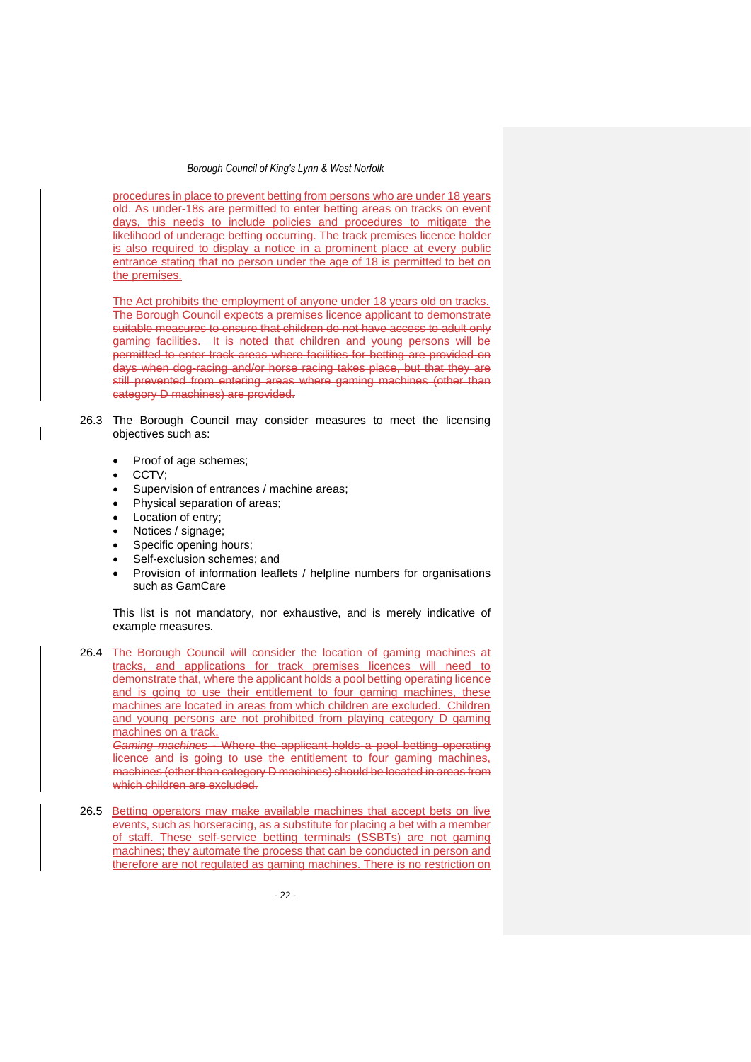procedures in place to prevent betting from persons who are under 18 years old. As under-18s are permitted to enter betting areas on tracks on event days, this needs to include policies and procedures to mitigate the likelihood of underage betting occurring. The track premises licence holder is also required to display a notice in a prominent place at every public entrance stating that no person under the age of 18 is permitted to bet on the premises.

The Act prohibits the employment of anyone under 18 years old on tracks. ~~The Borough Council expects a premises licence applicant to demonstrate suitable measures to ensure that children do not have access to adult only gaming facilities. It is noted that children and young persons will be permitted to enter track areas where facilities for betting are provided on days when dog-racing and/or horse racing takes place, but that they are still prevented from entering areas where gaming machines (other than category D machines) are provided.~~

26.3 The Borough Council may consider measures to meet the licensing objectives such as:

- Proof of age schemes;
- CCTV;
- Supervision of entrances / machine areas;
- Physical separation of areas;
- Location of entry;
- Notices / signage;
- Specific opening hours;
- Self-exclusion schemes; and
- Provision of information leaflets / helpline numbers for organisations such as GamCare

This list is not mandatory, nor exhaustive, and is merely indicative of example measures.

26.4 The Borough Council will consider the location of gaming machines at tracks, and applications for track premises licences will need to demonstrate that, where the applicant holds a pool betting operating licence and is going to use their entitlement to four gaming machines, these machines are located in areas from which children are excluded. Children and young persons are not prohibited from playing category D gaming machines on a track.
~~*Gaming machines* - Where the applicant holds a pool betting operating licence and is going to use the entitlement to four gaming machines, machines (other than category D machines) should be located in areas from which children are excluded.~~

26.5 Betting operators may make available machines that accept bets on live events, such as horseracing, as a substitute for placing a bet with a member of staff. These self-service betting terminals (SSBTs) are not gaming machines; they automate the process that can be conducted in person and therefore are not regulated as gaming machines. There is no restriction on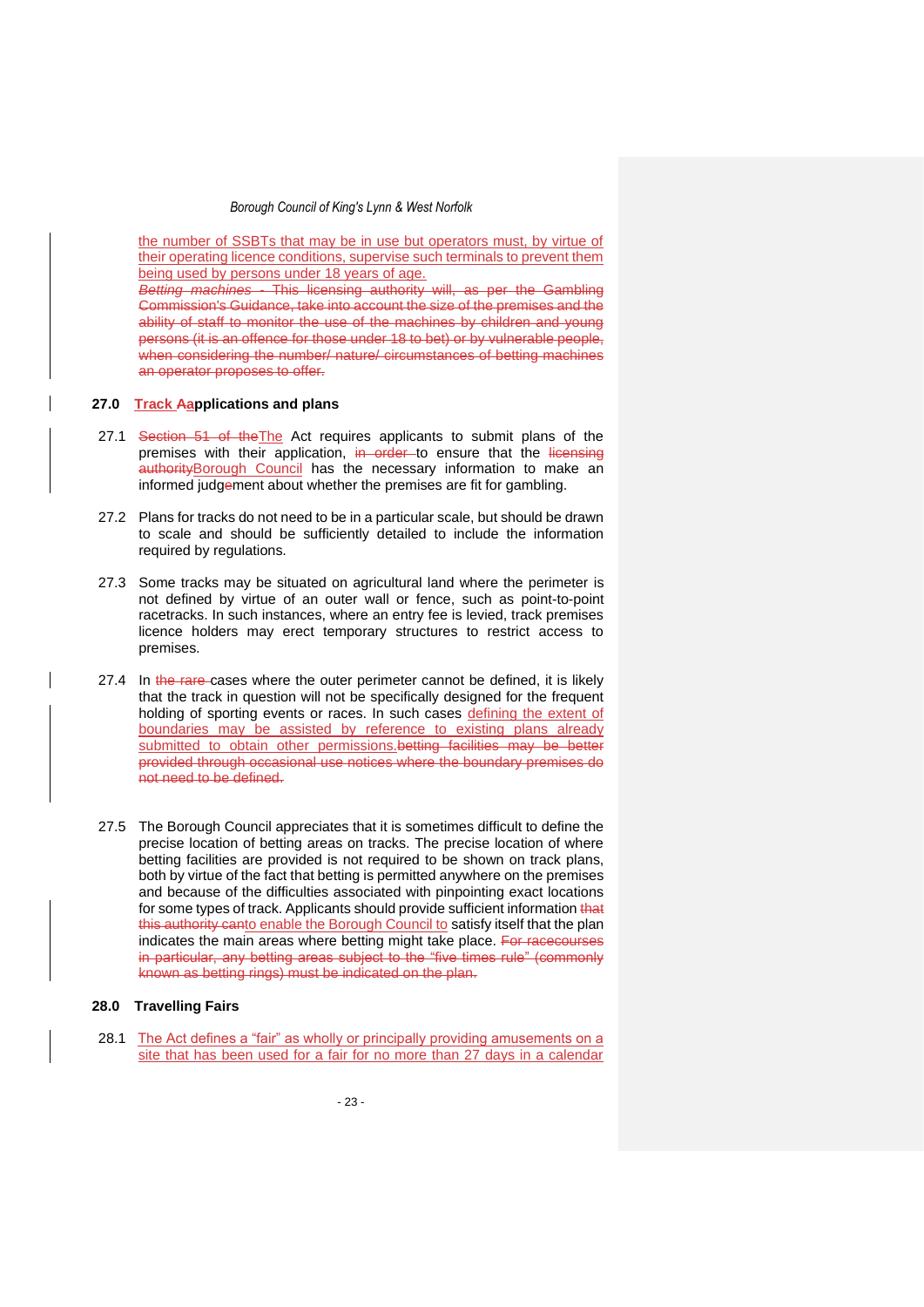the number of SSBTs that may be in use but operators must, by virtue of their operating licence conditions, supervise such terminals to prevent them being used by persons under 18 years of age.

~~*Betting machines* - This licensing authority will, as per the Gambling Commission's Guidance, take into account the size of the premises and the ability of staff to monitor the use of the machines by children and young persons (it is an offence for those under 18 to bet) or by vulnerable people, when considering the number/ nature/ circumstances of betting machines an operator proposes to offer.~~

### 27.0 Track ~~A~~applications and plans

27.1 ~~Section 51 of the~~The Act requires applicants to submit plans of the premises with their application, ~~in order~~ to ensure that the ~~licensing authority~~Borough Council has the necessary information to make an informed judg~~e~~ment about whether the premises are fit for gambling.

27.2 Plans for tracks do not need to be in a particular scale, but should be drawn to scale and should be sufficiently detailed to include the information required by regulations.

27.3 Some tracks may be situated on agricultural land where the perimeter is not defined by virtue of an outer wall or fence, such as point-to-point racetracks. In such instances, where an entry fee is levied, track premises licence holders may erect temporary structures to restrict access to premises.

27.4 In ~~the rare~~ cases where the outer perimeter cannot be defined, it is likely that the track in question will not be specifically designed for the frequent holding of sporting events or races. In such cases defining the extent of boundaries may be assisted by reference to existing plans already submitted to obtain other permissions.~~betting facilities may be better provided through occasional use notices where the boundary premises do not need to be defined.~~

27.5 The Borough Council appreciates that it is sometimes difficult to define the precise location of betting areas on tracks. The precise location of where betting facilities are provided is not required to be shown on track plans, both by virtue of the fact that betting is permitted anywhere on the premises and because of the difficulties associated with pinpointing exact locations for some types of track. Applicants should provide sufficient information ~~that this authority can~~to enable the Borough Council to satisfy itself that the plan indicates the main areas where betting might take place. ~~For racecourses in particular, any betting areas subject to the "five times rule" (commonly known as betting rings) must be indicated on the plan.~~

### 28.0 Travelling Fairs

28.1 The Act defines a "fair" as wholly or principally providing amusements on a site that has been used for a fair for no more than 27 days in a calendar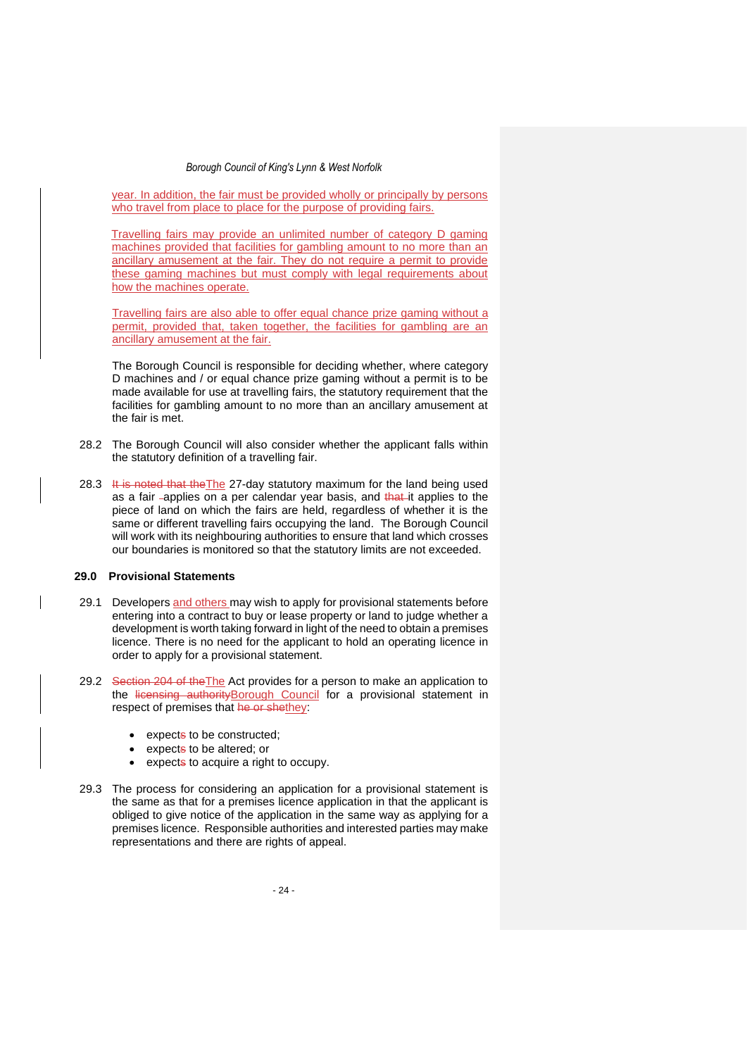year. In addition, the fair must be provided wholly or principally by persons who travel from place to place for the purpose of providing fairs.

Travelling fairs may provide an unlimited number of category D gaming machines provided that facilities for gambling amount to no more than an ancillary amusement at the fair. They do not require a permit to provide these gaming machines but must comply with legal requirements about how the machines operate.

Travelling fairs are also able to offer equal chance prize gaming without a permit, provided that, taken together, the facilities for gambling are an ancillary amusement at the fair.

The Borough Council is responsible for deciding whether, where category D machines and / or equal chance prize gaming without a permit is to be made available for use at travelling fairs, the statutory requirement that the facilities for gambling amount to no more than an ancillary amusement at the fair is met.

28.2 The Borough Council will also consider whether the applicant falls within the statutory definition of a travelling fair.

28.3 The 27-day statutory maximum for the land being used as a fair applies on a per calendar year basis, and it applies to the piece of land on which the fairs are held, regardless of whether it is the same or different travelling fairs occupying the land. The Borough Council will work with its neighbouring authorities to ensure that land which crosses our boundaries is monitored so that the statutory limits are not exceeded.

## 29.0 Provisional Statements

29.1 Developers and others may wish to apply for provisional statements before entering into a contract to buy or lease property or land to judge whether a development is worth taking forward in light of the need to obtain a premises licence. There is no need for the applicant to hold an operating licence in order to apply for a provisional statement.

29.2 The Act provides for a person to make an application to the Borough Council for a provisional statement in respect of premises that they:

- expect to be constructed;
- expect to be altered; or
- expect to acquire a right to occupy.

29.3 The process for considering an application for a provisional statement is the same as that for a premises licence application in that the applicant is obliged to give notice of the application in the same way as applying for a premises licence. Responsible authorities and interested parties may make representations and there are rights of appeal.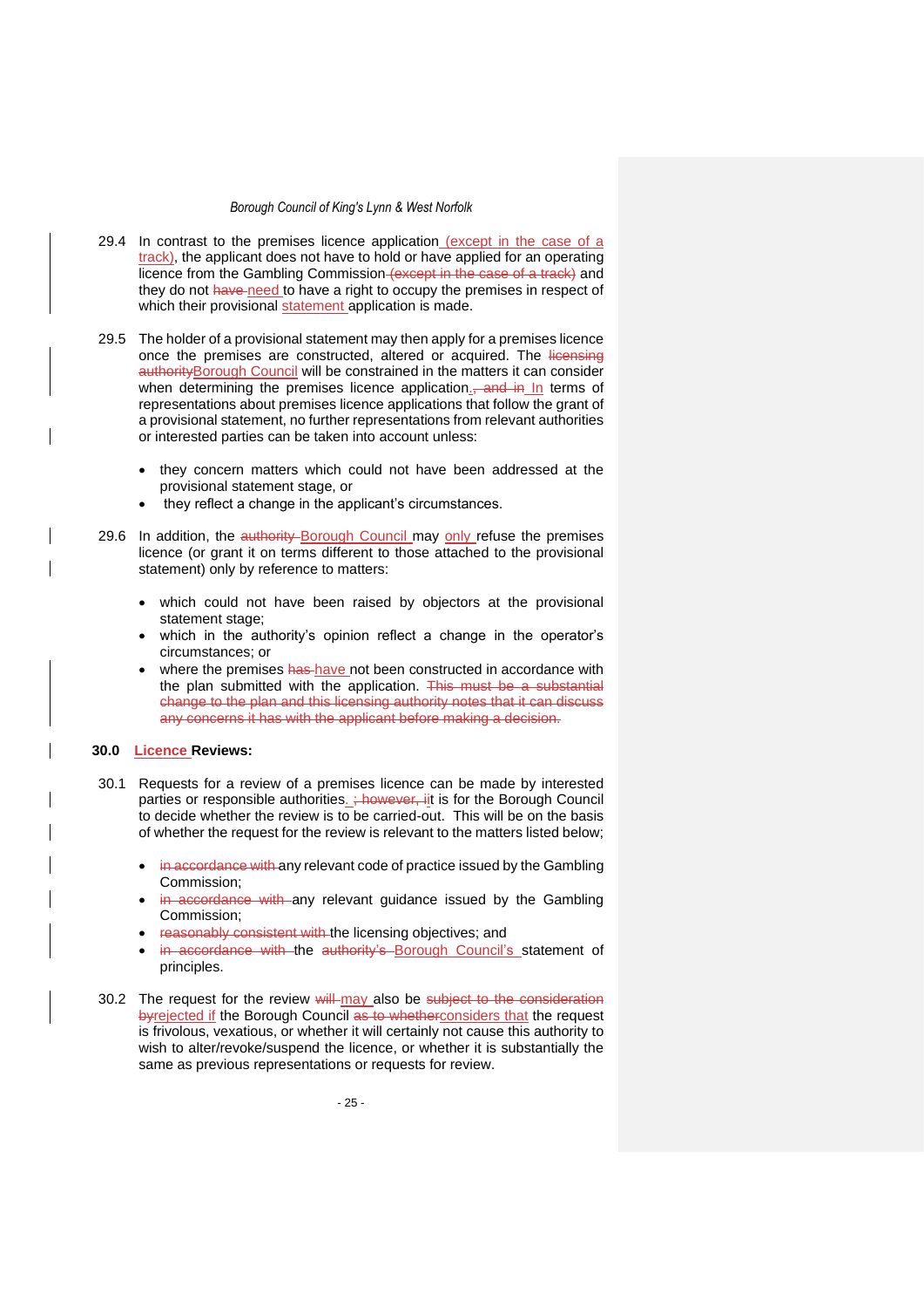29.4 In contrast to the premises licence application (except in the case of a track), the applicant does not have to hold or have applied for an operating licence from the Gambling Commission ~~(except in the case of a track)~~ and they do not ~~have~~ need to have a right to occupy the premises in respect of which their provisional statement application is made.

29.5 The holder of a provisional statement may then apply for a premises licence once the premises are constructed, altered or acquired. The ~~licensing authority~~Borough Council will be constrained in the matters it can consider when determining the premises licence application. ~~, and in~~ In terms of representations about premises licence applications that follow the grant of a provisional statement, no further representations from relevant authorities or interested parties can be taken into account unless:

- they concern matters which could not have been addressed at the provisional statement stage, or
- they reflect a change in the applicant's circumstances.

29.6 In addition, the ~~authority~~ Borough Council may only refuse the premises licence (or grant it on terms different to those attached to the provisional statement) only by reference to matters:

- which could not have been raised by objectors at the provisional statement stage;
- which in the authority's opinion reflect a change in the operator's circumstances; or
- where the premises ~~has~~ have not been constructed in accordance with the plan submitted with the application. ~~This must be a substantial change to the plan and this licensing authority notes that it can discuss any concerns it has with the applicant before making a decision.~~

## 30.0 Licence Reviews:

30.1 Requests for a review of a premises licence can be made by interested parties or responsible authorities. ~~; however, i~~It is for the Borough Council to decide whether the review is to be carried-out. This will be on the basis of whether the request for the review is relevant to the matters listed below;

- ~~in accordance with~~ any relevant code of practice issued by the Gambling Commission;
- ~~in accordance with~~ any relevant guidance issued by the Gambling Commission;
- ~~reasonably consistent with~~ the licensing objectives; and
- ~~in accordance with~~ the ~~authority's~~ Borough Council's statement of principles.

30.2 The request for the review ~~will~~ may also be ~~subject to the consideration by~~rejected if the Borough Council ~~as to whether~~considers that the request is frivolous, vexatious, or whether it will certainly not cause this authority to wish to alter/revoke/suspend the licence, or whether it is substantially the same as previous representations or requests for review.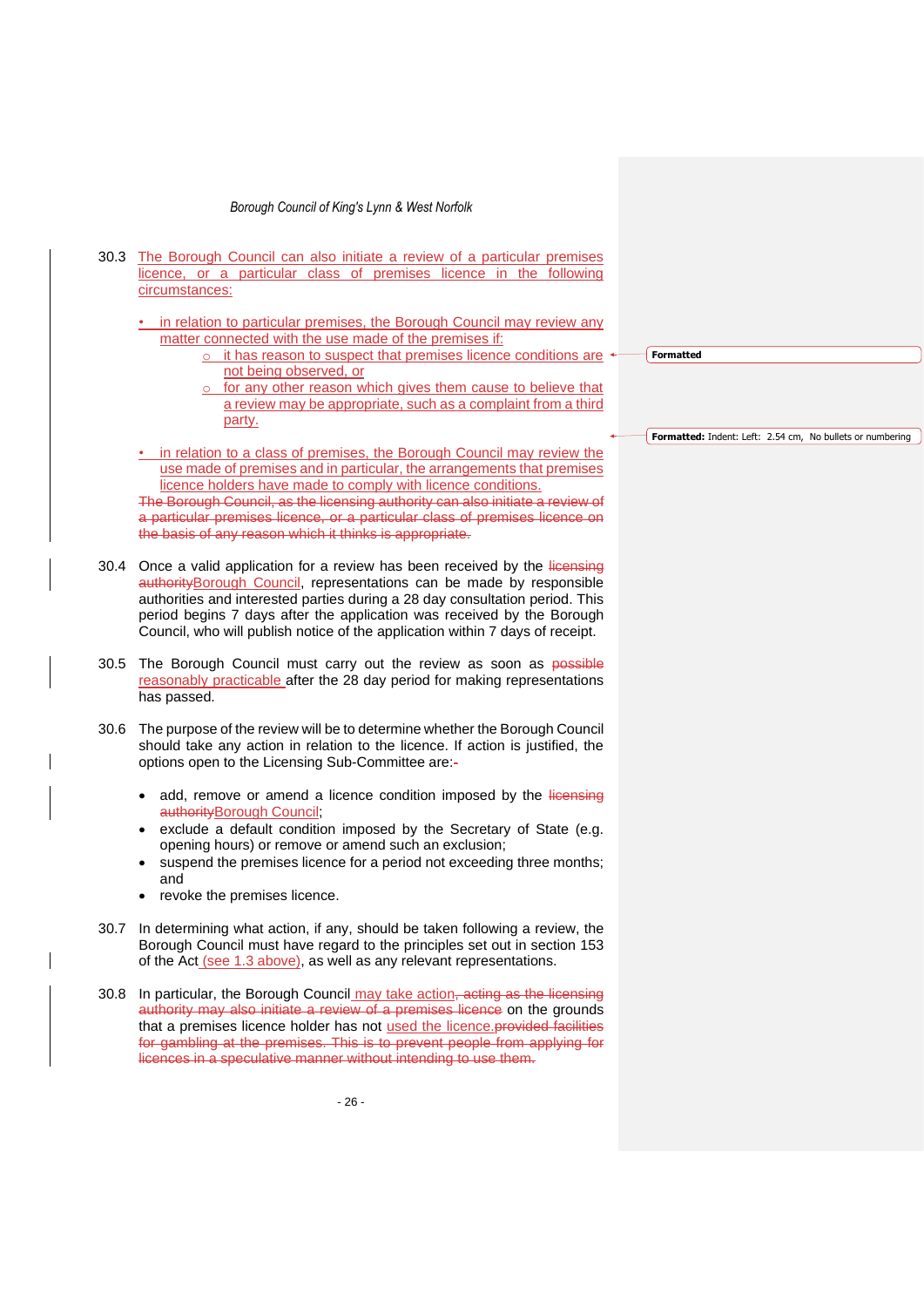30.3 The Borough Council can also initiate a review of a particular premises licence, or a particular class of premises licence in the following circumstances:

- in relation to particular premises, the Borough Council may review any matter connected with the use made of the premises if:
  - it has reason to suspect that premises licence conditions are not being observed, or
  - for any other reason which gives them cause to believe that a review may be appropriate, such as a complaint from a third party.
- in relation to a class of premises, the Borough Council may review the use made of premises and in particular, the arrangements that premises licence holders have made to comply with licence conditions.

~~The Borough Council, as the licensing authority can also initiate a review of a particular premises licence, or a particular class of premises licence on the basis of any reason which it thinks is appropriate.~~

30.4 Once a valid application for a review has been received by the ~~licensing authority~~Borough Council, representations can be made by responsible authorities and interested parties during a 28 day consultation period. This period begins 7 days after the application was received by the Borough Council, who will publish notice of the application within 7 days of receipt.

30.5 The Borough Council must carry out the review as soon as ~~possible~~ reasonably practicable after the 28 day period for making representations has passed.

30.6 The purpose of the review will be to determine whether the Borough Council should take any action in relation to the licence. If action is justified, the options open to the Licensing Sub-Committee are:~~-~~

- add, remove or amend a licence condition imposed by the ~~licensing authority~~Borough Council;
- exclude a default condition imposed by the Secretary of State (e.g. opening hours) or remove or amend such an exclusion;
- suspend the premises licence for a period not exceeding three months; and
- revoke the premises licence.

30.7 In determining what action, if any, should be taken following a review, the Borough Council must have regard to the principles set out in section 153 of the Act (see 1.3 above), as well as any relevant representations.

30.8 In particular, the Borough Council may take action~~, acting as the licensing authority may also initiate a review of a premises licence~~ on the grounds that a premises licence holder has not used the licence.~~provided facilities for gambling at the premises. This is to prevent people from applying for licences in a speculative manner without intending to use them.~~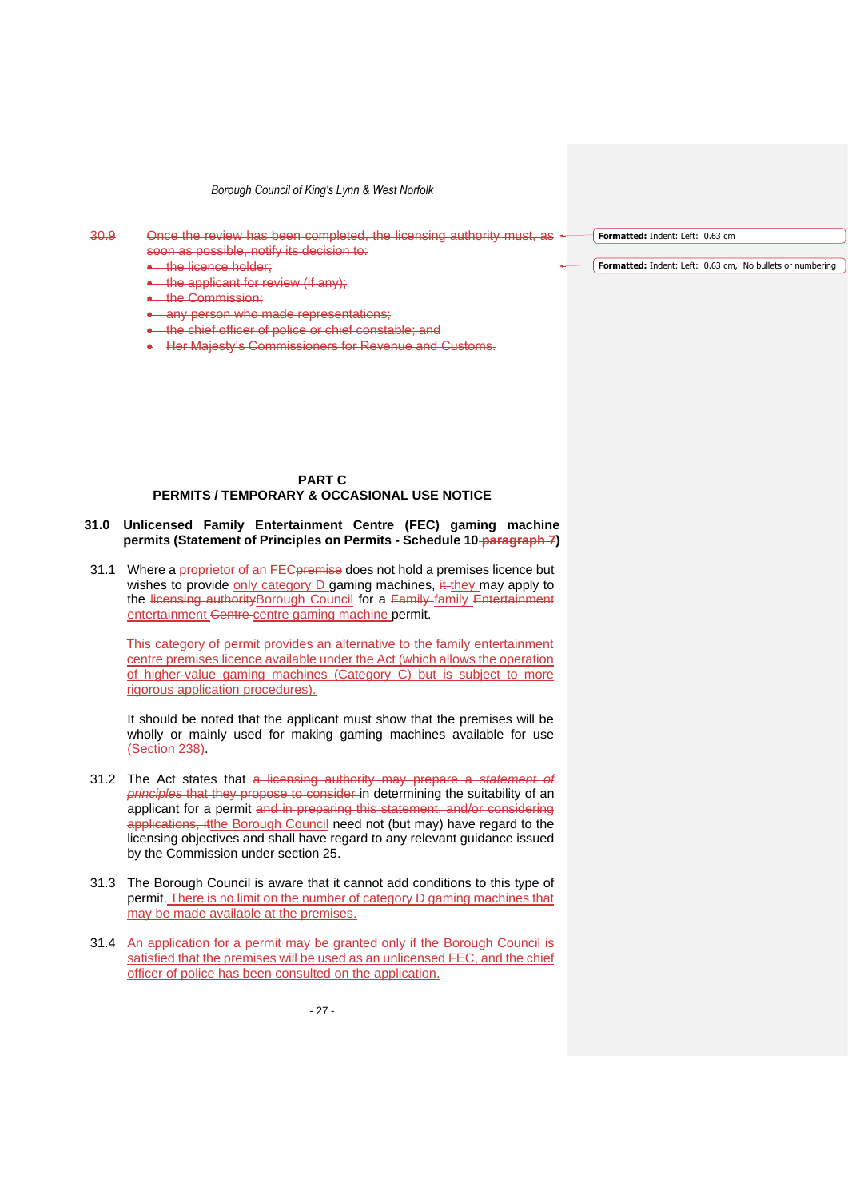30.9 Once the review has been completed, the licensing authority must, as soon as possible, notify its decision to:

- the licence holder;
- the applicant for review (if any);
- the Commission;
- any person who made representations;
- the chief officer of police or chief constable; and
- Her Majesty's Commissioners for Revenue and Customs.

## PART C
## PERMITS / TEMPORARY & OCCASIONAL USE NOTICE

### 31.0 Unlicensed Family Entertainment Centre (FEC) gaming machine permits (Statement of Principles on Permits - Schedule 10 paragraph 7)

31.1 Where a proprietor of an FECpremise does not hold a premises licence but wishes to provide only category D gaming machines, it they may apply to the licensing authorityBorough Council for a Family family Entertainment entertainment Centre centre gaming machine permit.

This category of permit provides an alternative to the family entertainment centre premises licence available under the Act (which allows the operation of higher-value gaming machines (Category C) but is subject to more rigorous application procedures).

It should be noted that the applicant must show that the premises will be wholly or mainly used for making gaming machines available for use (Section 238).

31.2 The Act states that a licensing authority may prepare a *statement of principles* that they propose to consider in determining the suitability of an applicant for a permit and in preparing this statement, and/or considering applications, itthe Borough Council need not (but may) have regard to the licensing objectives and shall have regard to any relevant guidance issued by the Commission under section 25.

31.3 The Borough Council is aware that it cannot add conditions to this type of permit. There is no limit on the number of category D gaming machines that may be made available at the premises.

31.4 An application for a permit may be granted only if the Borough Council is satisfied that the premises will be used as an unlicensed FEC, and the chief officer of police has been consulted on the application.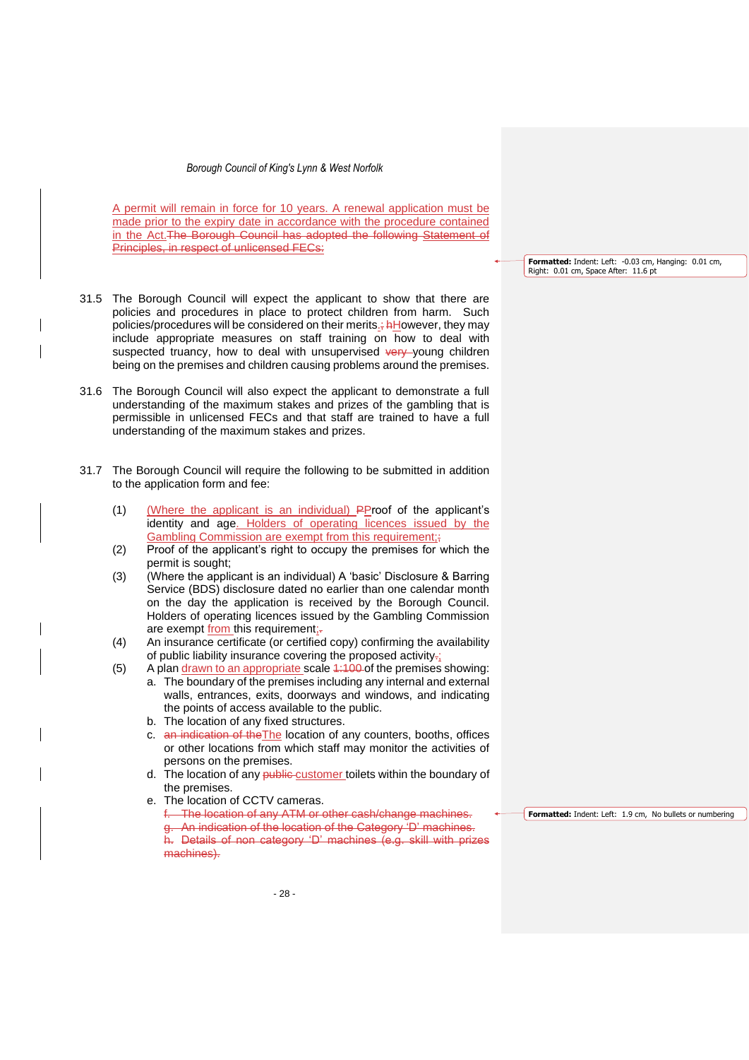A permit will remain in force for 10 years. A renewal application must be made prior to the expiry date in accordance with the procedure contained in the Act.~~The Borough Council has adopted the following Statement of Principles, in respect of unlicensed FECs:~~

31.5 The Borough Council will expect the applicant to show that there are policies and procedures in place to protect children from harm. Such policies/procedures will be considered on their merits.~~;~~ ~~h~~However, they may include appropriate measures on staff training on how to deal with suspected truancy, how to deal with unsupervised ~~very~~ young children being on the premises and children causing problems around the premises.

31.6 The Borough Council will also expect the applicant to demonstrate a full understanding of the maximum stakes and prizes of the gambling that is permissible in unlicensed FECs and that staff are trained to have a full understanding of the maximum stakes and prizes.

31.7 The Borough Council will require the following to be submitted in addition to the application form and fee:

(1) (Where the applicant is an individual) ~~P~~Proof of the applicant's identity and age. Holders of operating licences issued by the Gambling Commission are exempt from this requirement;~~;~~

(2) Proof of the applicant's right to occupy the premises for which the permit is sought;

(3) (Where the applicant is an individual) A 'basic' Disclosure & Barring Service (BDS) disclosure dated no earlier than one calendar month on the day the application is received by the Borough Council. Holders of operating licences issued by the Gambling Commission are exempt from this requirement;~~.~~

(4) An insurance certificate (or certified copy) confirming the availability of public liability insurance covering the proposed activity~~.~~;

(5) A plan drawn to an appropriate scale ~~1:100~~ of the premises showing:

   a. The boundary of the premises including any internal and external walls, entrances, exits, doorways and windows, and indicating the points of access available to the public.
   b. The location of any fixed structures.
   c. ~~an indication of the~~The location of any counters, booths, offices or other locations from which staff may monitor the activities of persons on the premises.
   d. The location of any ~~public~~ customer toilets within the boundary of the premises.
   e. The location of CCTV cameras.
   ~~f. The location of any ATM or other cash/change machines.~~
   ~~g. An indication of the location of the Category 'D' machines.~~
   ~~h. Details of non category 'D' machines (e.g. skill with prizes machines).~~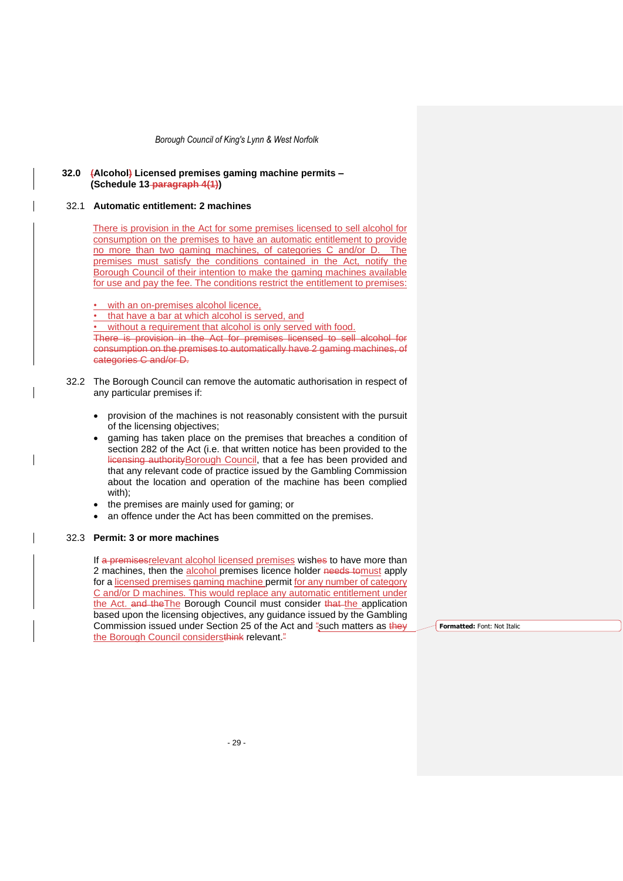## 32.0 ~~(~~Alcohol~~)~~ Licensed premises gaming machine permits – (Schedule 13 ~~paragraph 4(1)~~)

### 32.1 Automatic entitlement: 2 machines

There is provision in the Act for some premises licensed to sell alcohol for consumption on the premises to have an automatic entitlement to provide no more than two gaming machines, of categories C and/or D. The premises must satisfy the conditions contained in the Act, notify the Borough Council of their intention to make the gaming machines available for use and pay the fee. The conditions restrict the entitlement to premises:

- with an on-premises alcohol licence,
- that have a bar at which alcohol is served, and
- without a requirement that alcohol is only served with food.

~~There is provision in the Act for premises licensed to sell alcohol for consumption on the premises to automatically have 2 gaming machines, of categories C and/or D.~~

### 32.2

The Borough Council can remove the automatic authorisation in respect of any particular premises if:

- provision of the machines is not reasonably consistent with the pursuit of the licensing objectives;
- gaming has taken place on the premises that breaches a condition of section 282 of the Act (i.e. that written notice has been provided to the ~~licensing authority~~Borough Council, that a fee has been provided and that any relevant code of practice issued by the Gambling Commission about the location and operation of the machine has been complied with);
- the premises are mainly used for gaming; or
- an offence under the Act has been committed on the premises.

### 32.3 Permit: 3 or more machines

If ~~a premises~~relevant alcohol licensed premises wish~~es~~ to have more than 2 machines, then the alcohol premises licence holder ~~needs to~~must apply for a licensed premises gaming machine permit for any number of category C and/or D machines. This would replace any automatic entitlement under the Act. ~~and the~~The Borough Council must consider ~~that the~~ application based upon the licensing objectives, any guidance issued by the Gambling Commission issued under Section 25 of the Act and ~~"~~such matters as ~~they~~ the Borough Council considers~~think~~ relevant.~~"~~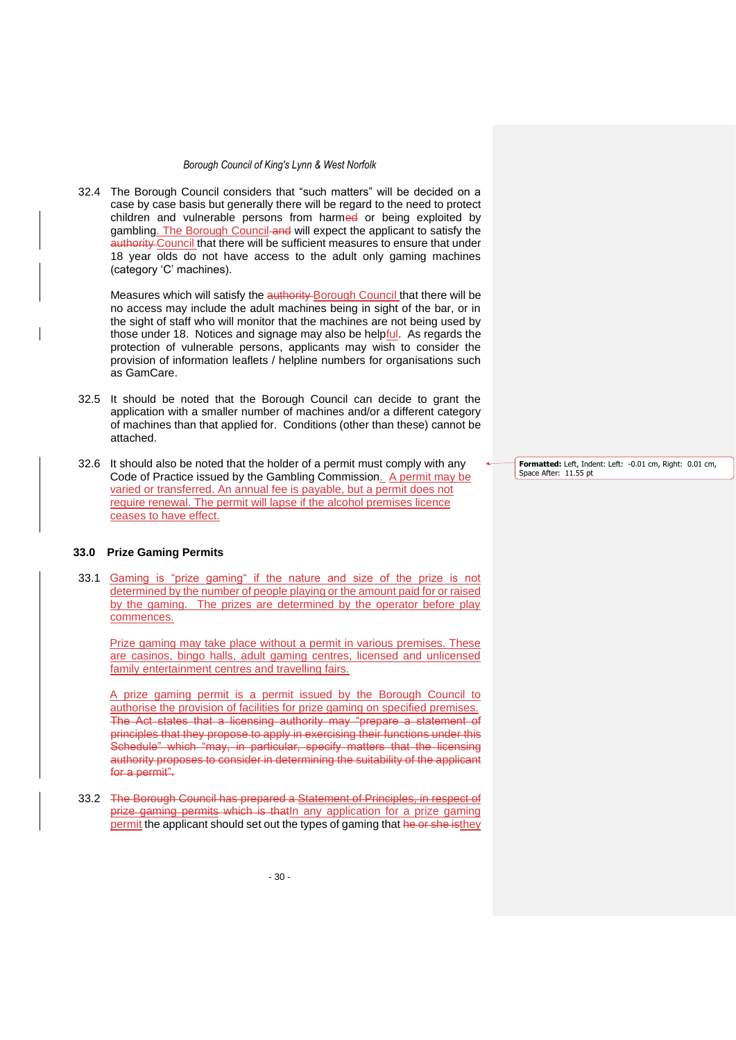32.4 The Borough Council considers that "such matters" will be decided on a case by case basis but generally there will be regard to the need to protect children and vulnerable persons from harm~~ed~~ or being exploited by gambling. The Borough Council ~~and~~ will expect the applicant to satisfy the ~~authority~~ Council that there will be sufficient measures to ensure that under 18 year olds do not have access to the adult only gaming machines (category 'C' machines).

Measures which will satisfy the ~~authority~~ Borough Council that there will be no access may include the adult machines being in sight of the bar, or in the sight of staff who will monitor that the machines are not being used by those under 18. Notices and signage may also be helpful. As regards the protection of vulnerable persons, applicants may wish to consider the provision of information leaflets / helpline numbers for organisations such as GamCare.

32.5 It should be noted that the Borough Council can decide to grant the application with a smaller number of machines and/or a different category of machines than that applied for. Conditions (other than these) cannot be attached.

32.6 It should also be noted that the holder of a permit must comply with any Code of Practice issued by the Gambling Commission. A permit may be varied or transferred. An annual fee is payable, but a permit does not require renewal. The permit will lapse if the alcohol premises licence ceases to have effect.

## 33.0 Prize Gaming Permits

33.1 Gaming is "prize gaming" if the nature and size of the prize is not determined by the number of people playing or the amount paid for or raised by the gaming. The prizes are determined by the operator before play commences.

Prize gaming may take place without a permit in various premises. These are casinos, bingo halls, adult gaming centres, licensed and unlicensed family entertainment centres and travelling fairs.

A prize gaming permit is a permit issued by the Borough Council to authorise the provision of facilities for prize gaming on specified premises. ~~The Act states that a licensing authority may "prepare a statement of principles that they propose to apply in exercising their functions under this Schedule" which "may, in particular, specify matters that the licensing authority proposes to consider in determining the suitability of the applicant for a permit".~~

33.2 ~~The Borough Council has prepared a Statement of Principles, in respect of prize gaming permits which is that~~In any application for a prize gaming permit the applicant should set out the types of gaming that ~~he or she is~~they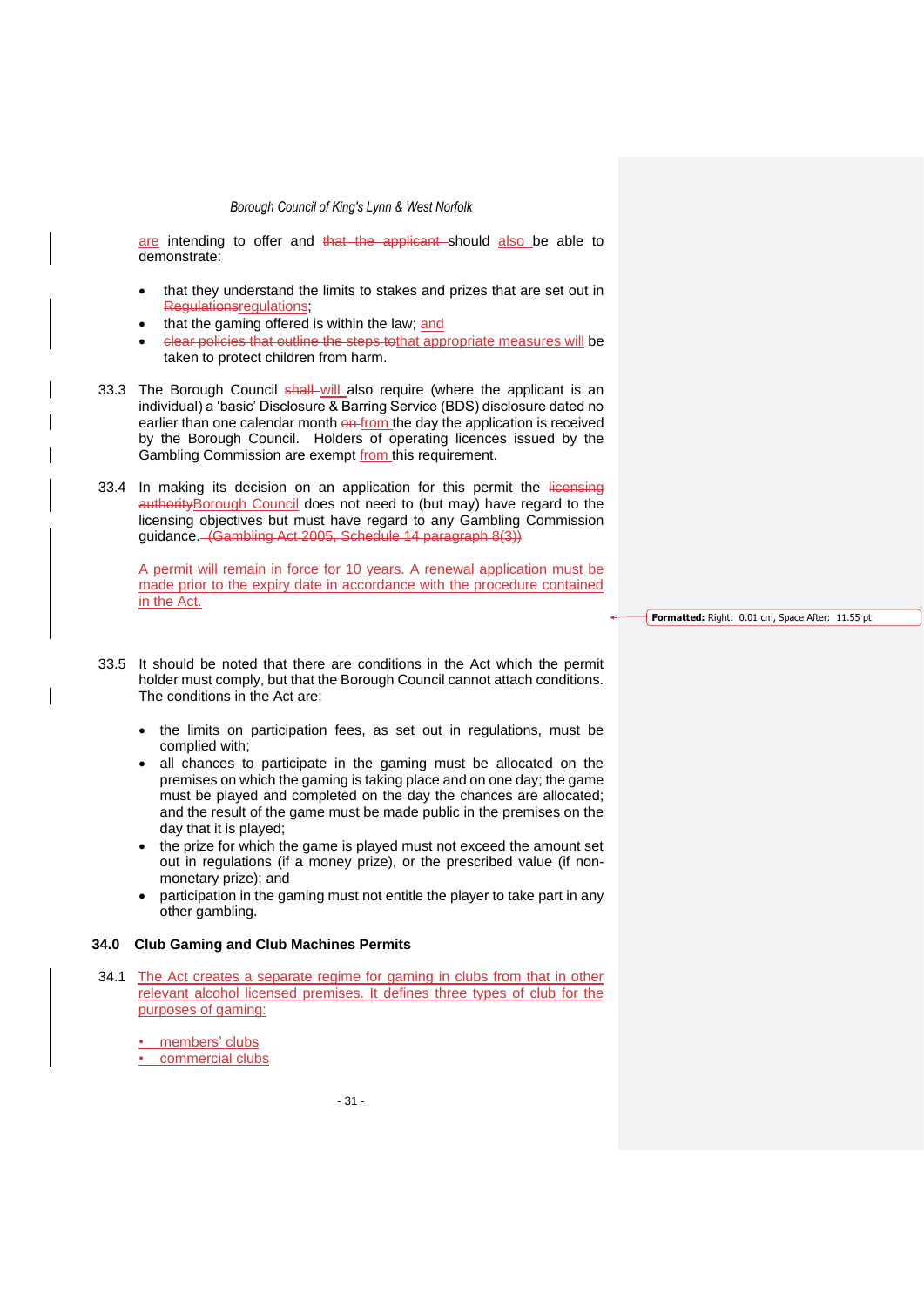are intending to offer and that the applicant should also be able to demonstrate:

- that they understand the limits to stakes and prizes that are set out in Regulationsregulations;
- that the gaming offered is within the law; and
- clear policies that outline the steps tothat appropriate measures will be taken to protect children from harm.

33.3 The Borough Council shall will also require (where the applicant is an individual) a 'basic' Disclosure & Barring Service (BDS) disclosure dated no earlier than one calendar month on from the day the application is received by the Borough Council. Holders of operating licences issued by the Gambling Commission are exempt from this requirement.

33.4 In making its decision on an application for this permit the licensing authorityBorough Council does not need to (but may) have regard to the licensing objectives but must have regard to any Gambling Commission guidance. (Gambling Act 2005, Schedule 14 paragraph 8(3))

A permit will remain in force for 10 years. A renewal application must be made prior to the expiry date in accordance with the procedure contained in the Act.

33.5 It should be noted that there are conditions in the Act which the permit holder must comply, but that the Borough Council cannot attach conditions. The conditions in the Act are:

- the limits on participation fees, as set out in regulations, must be complied with;
- all chances to participate in the gaming must be allocated on the premises on which the gaming is taking place and on one day; the game must be played and completed on the day the chances are allocated; and the result of the game must be made public in the premises on the day that it is played;
- the prize for which the game is played must not exceed the amount set out in regulations (if a money prize), or the prescribed value (if non-monetary prize); and
- participation in the gaming must not entitle the player to take part in any other gambling.

## 34.0 Club Gaming and Club Machines Permits

34.1 The Act creates a separate regime for gaming in clubs from that in other relevant alcohol licensed premises. It defines three types of club for the purposes of gaming:

- members' clubs
- commercial clubs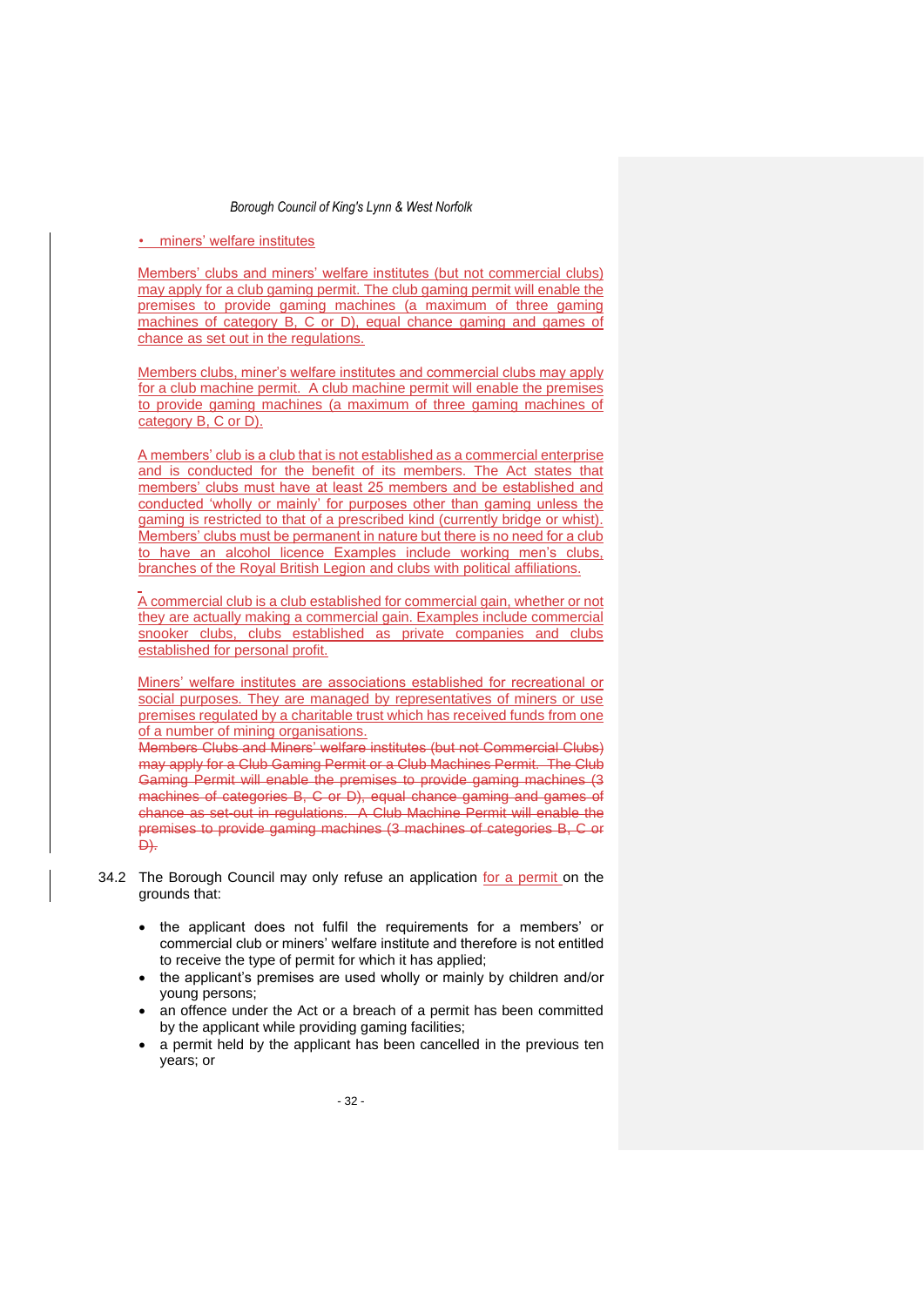- miners' welfare institutes

Members' clubs and miners' welfare institutes (but not commercial clubs) may apply for a club gaming permit. The club gaming permit will enable the premises to provide gaming machines (a maximum of three gaming machines of category B, C or D), equal chance gaming and games of chance as set out in the regulations.

Members clubs, miner's welfare institutes and commercial clubs may apply for a club machine permit. A club machine permit will enable the premises to provide gaming machines (a maximum of three gaming machines of category B, C or D).

A members' club is a club that is not established as a commercial enterprise and is conducted for the benefit of its members. The Act states that members' clubs must have at least 25 members and be established and conducted 'wholly or mainly' for purposes other than gaming unless the gaming is restricted to that of a prescribed kind (currently bridge or whist). Members' clubs must be permanent in nature but there is no need for a club to have an alcohol licence Examples include working men's clubs, branches of the Royal British Legion and clubs with political affiliations.

A commercial club is a club established for commercial gain, whether or not they are actually making a commercial gain. Examples include commercial snooker clubs, clubs established as private companies and clubs established for personal profit.

Miners' welfare institutes are associations established for recreational or social purposes. They are managed by representatives of miners or use premises regulated by a charitable trust which has received funds from one of a number of mining organisations.
~~Members Clubs and Miners' welfare institutes (but not Commercial Clubs) may apply for a Club Gaming Permit or a Club Machines Permit. The Club Gaming Permit will enable the premises to provide gaming machines (3 machines of categories B, C or D), equal chance gaming and games of chance as set-out in regulations. A Club Machine Permit will enable the premises to provide gaming machines (3 machines of categories B, C or D).~~

34.2 The Borough Council may only refuse an application for a permit on the grounds that:

- the applicant does not fulfil the requirements for a members' or commercial club or miners' welfare institute and therefore is not entitled to receive the type of permit for which it has applied;
- the applicant's premises are used wholly or mainly by children and/or young persons;
- an offence under the Act or a breach of a permit has been committed by the applicant while providing gaming facilities;
- a permit held by the applicant has been cancelled in the previous ten years; or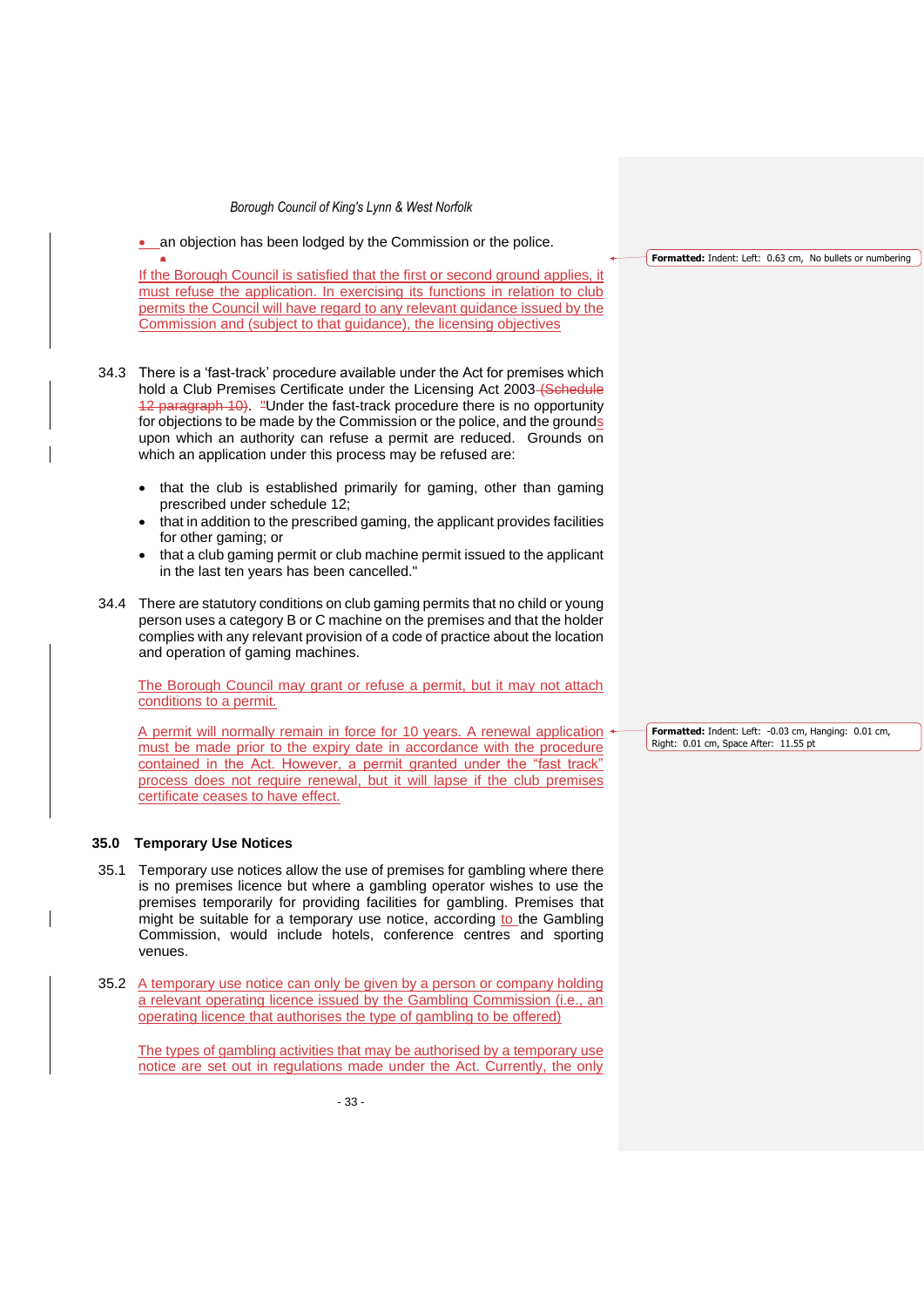- an objection has been lodged by the Commission or the police.

If the Borough Council is satisfied that the first or second ground applies, it must refuse the application. In exercising its functions in relation to club permits the Council will have regard to any relevant guidance issued by the Commission and (subject to that guidance), the licensing objectives

34.3 There is a 'fast-track' procedure available under the Act for premises which hold a Club Premises Certificate under the Licensing Act 2003 (Schedule 12 paragraph 10). "Under the fast-track procedure there is no opportunity for objections to be made by the Commission or the police, and the grounds upon which an authority can refuse a permit are reduced. Grounds on which an application under this process may be refused are:

- that the club is established primarily for gaming, other than gaming prescribed under schedule 12;
- that in addition to the prescribed gaming, the applicant provides facilities for other gaming; or
- that a club gaming permit or club machine permit issued to the applicant in the last ten years has been cancelled."

34.4 There are statutory conditions on club gaming permits that no child or young person uses a category B or C machine on the premises and that the holder complies with any relevant provision of a code of practice about the location and operation of gaming machines.

The Borough Council may grant or refuse a permit, but it may not attach conditions to a permit.

A permit will normally remain in force for 10 years. A renewal application must be made prior to the expiry date in accordance with the procedure contained in the Act. However, a permit granted under the "fast track" process does not require renewal, but it will lapse if the club premises certificate ceases to have effect.

## 35.0 Temporary Use Notices

35.1 Temporary use notices allow the use of premises for gambling where there is no premises licence but where a gambling operator wishes to use the premises temporarily for providing facilities for gambling. Premises that might be suitable for a temporary use notice, according to the Gambling Commission, would include hotels, conference centres and sporting venues.

35.2 A temporary use notice can only be given by a person or company holding a relevant operating licence issued by the Gambling Commission (i.e., an operating licence that authorises the type of gambling to be offered)

The types of gambling activities that may be authorised by a temporary use notice are set out in regulations made under the Act. Currently, the only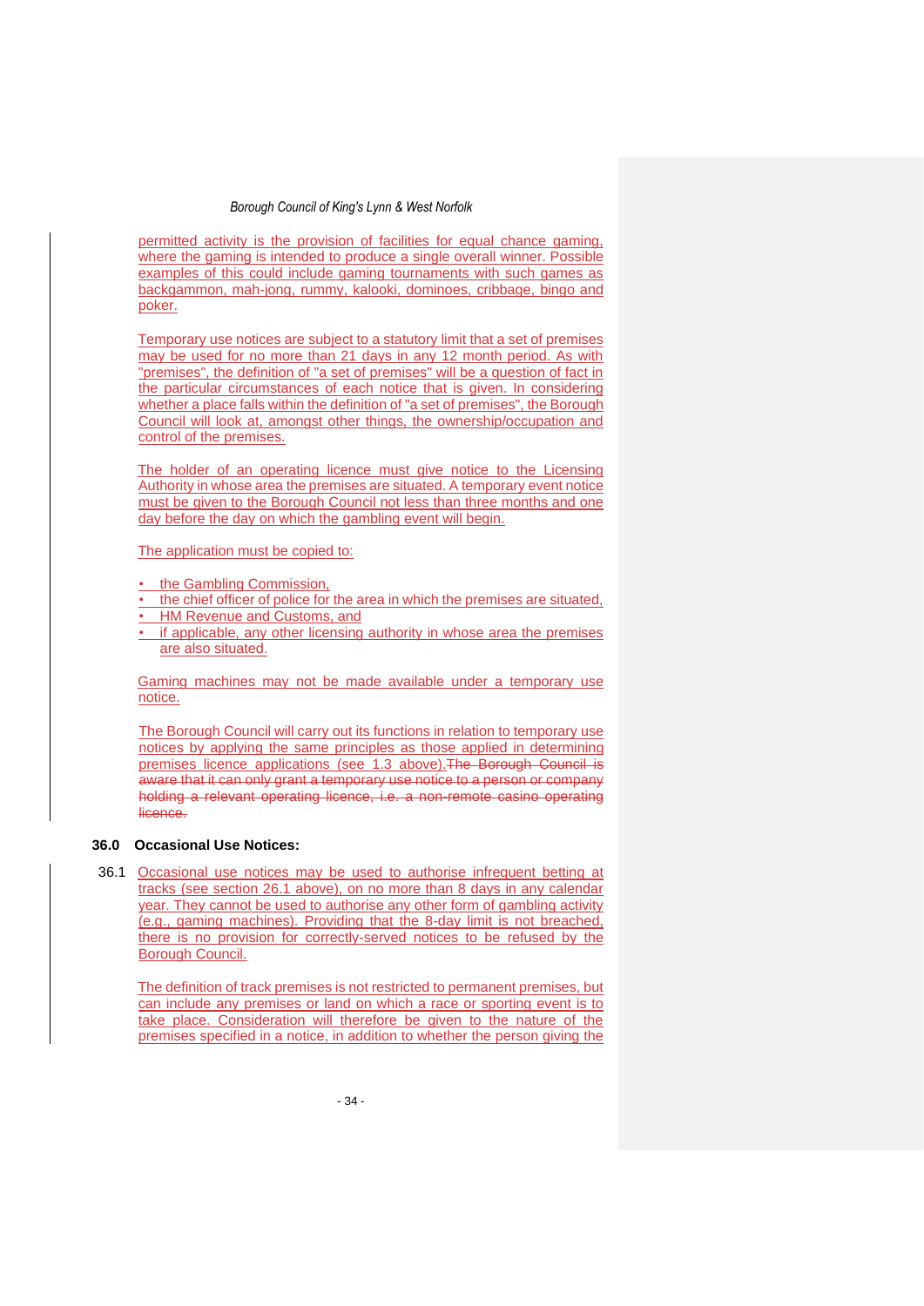permitted activity is the provision of facilities for equal chance gaming, where the gaming is intended to produce a single overall winner. Possible examples of this could include gaming tournaments with such games as backgammon, mah-jong, rummy, kalooki, dominoes, cribbage, bingo and poker.

Temporary use notices are subject to a statutory limit that a set of premises may be used for no more than 21 days in any 12 month period. As with "premises", the definition of "a set of premises" will be a question of fact in the particular circumstances of each notice that is given. In considering whether a place falls within the definition of "a set of premises", the Borough Council will look at, amongst other things, the ownership/occupation and control of the premises.

The holder of an operating licence must give notice to the Licensing Authority in whose area the premises are situated. A temporary event notice must be given to the Borough Council not less than three months and one day before the day on which the gambling event will begin.

The application must be copied to:

- the Gambling Commission,
- the chief officer of police for the area in which the premises are situated,
- HM Revenue and Customs, and
- if applicable, any other licensing authority in whose area the premises are also situated.

Gaming machines may not be made available under a temporary use notice.

The Borough Council will carry out its functions in relation to temporary use notices by applying the same principles as those applied in determining premises licence applications (see 1.3 above).~~The Borough Council is aware that it can only grant a temporary use notice to a person or company holding a relevant operating licence, i.e. a non-remote casino operating licence.~~

## 36.0 Occasional Use Notices:

36.1 Occasional use notices may be used to authorise infrequent betting at tracks (see section 26.1 above), on no more than 8 days in any calendar year. They cannot be used to authorise any other form of gambling activity (e.g., gaming machines). Providing that the 8-day limit is not breached, there is no provision for correctly-served notices to be refused by the Borough Council.

The definition of track premises is not restricted to permanent premises, but can include any premises or land on which a race or sporting event is to take place. Consideration will therefore be given to the nature of the premises specified in a notice, in addition to whether the person giving the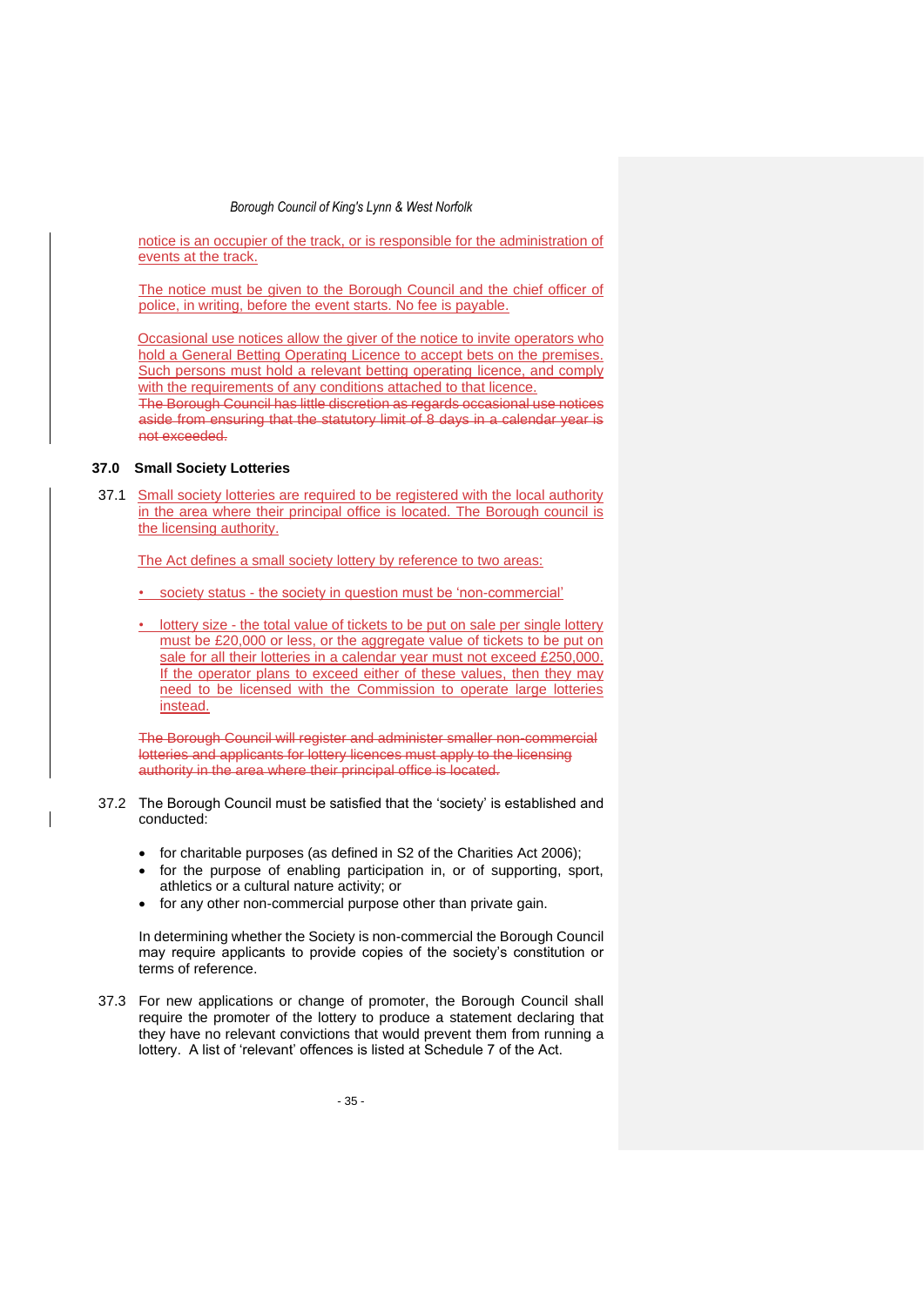notice is an occupier of the track, or is responsible for the administration of events at the track.

The notice must be given to the Borough Council and the chief officer of police, in writing, before the event starts. No fee is payable.

Occasional use notices allow the giver of the notice to invite operators who hold a General Betting Operating Licence to accept bets on the premises. Such persons must hold a relevant betting operating licence, and comply with the requirements of any conditions attached to that licence.
~~The Borough Council has little discretion as regards occasional use notices aside from ensuring that the statutory limit of 8 days in a calendar year is not exceeded.~~

### 37.0 Small Society Lotteries

37.1 Small society lotteries are required to be registered with the local authority in the area where their principal office is located. The Borough council is the licensing authority.

The Act defines a small society lottery by reference to two areas:

- society status - the society in question must be 'non-commercial'
- lottery size - the total value of tickets to be put on sale per single lottery must be £20,000 or less, or the aggregate value of tickets to be put on sale for all their lotteries in a calendar year must not exceed £250,000. If the operator plans to exceed either of these values, then they may need to be licensed with the Commission to operate large lotteries instead.

~~The Borough Council will register and administer smaller non-commercial lotteries and applicants for lottery licences must apply to the licensing authority in the area where their principal office is located.~~

37.2 The Borough Council must be satisfied that the 'society' is established and conducted:

- for charitable purposes (as defined in S2 of the Charities Act 2006);
- for the purpose of enabling participation in, or of supporting, sport, athletics or a cultural nature activity; or
- for any other non-commercial purpose other than private gain.

In determining whether the Society is non-commercial the Borough Council may require applicants to provide copies of the society's constitution or terms of reference.

37.3 For new applications or change of promoter, the Borough Council shall require the promoter of the lottery to produce a statement declaring that they have no relevant convictions that would prevent them from running a lottery. A list of 'relevant' offences is listed at Schedule 7 of the Act.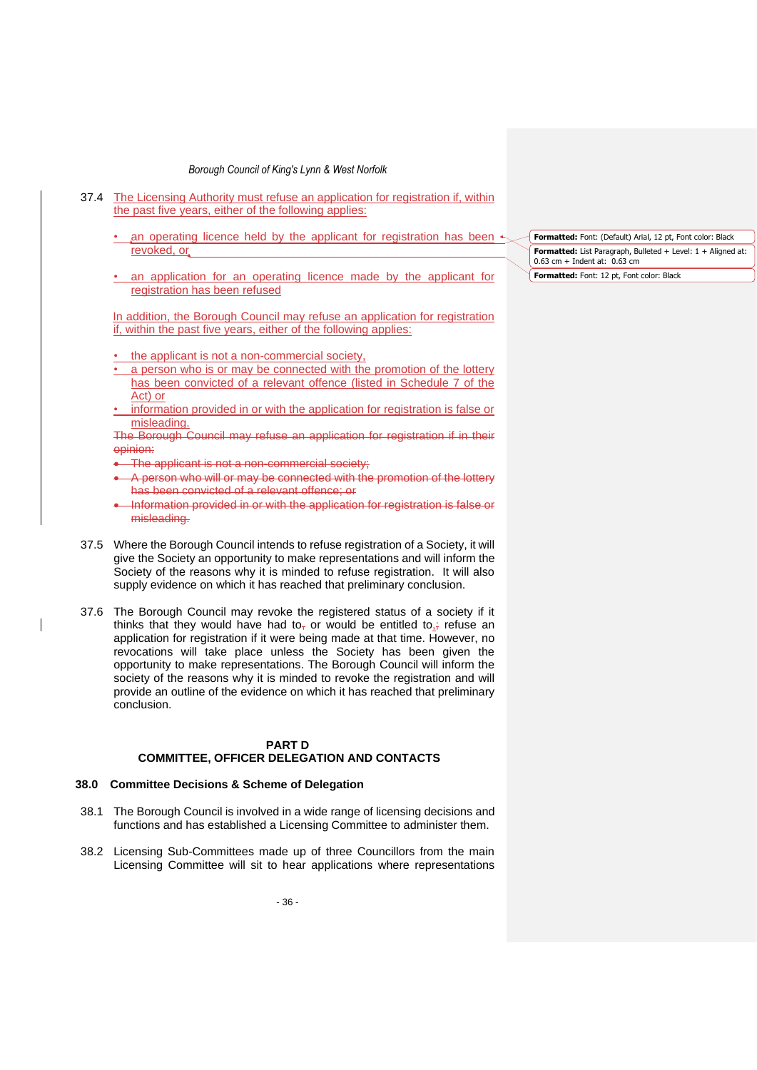37.4 The Licensing Authority must refuse an application for registration if, within the past five years, either of the following applies:

- an operating licence held by the applicant for registration has been revoked, or
- an application for an operating licence made by the applicant for registration has been refused

In addition, the Borough Council may refuse an application for registration if, within the past five years, either of the following applies:

- the applicant is not a non-commercial society,
- a person who is or may be connected with the promotion of the lottery has been convicted of a relevant offence (listed in Schedule 7 of the Act) or
- information provided in or with the application for registration is false or misleading.

~~The Borough Council may refuse an application for registration if in their opinion:~~

- ~~The applicant is not a non-commercial society;~~
- ~~A person who will or may be connected with the promotion of the lottery has been convicted of a relevant offence; or~~
- ~~Information provided in or with the application for registration is false or misleading.~~

37.5 Where the Borough Council intends to refuse registration of a Society, it will give the Society an opportunity to make representations and will inform the Society of the reasons why it is minded to refuse registration. It will also supply evidence on which it has reached that preliminary conclusion.

37.6 The Borough Council may revoke the registered status of a society if it thinks that they would have had to, or would be entitled to, refuse an application for registration if it were being made at that time. However, no revocations will take place unless the Society has been given the opportunity to make representations. The Borough Council will inform the society of the reasons why it is minded to revoke the registration and will provide an outline of the evidence on which it has reached that preliminary conclusion.

## PART D
## COMMITTEE, OFFICER DELEGATION AND CONTACTS

### 38.0 Committee Decisions & Scheme of Delegation

38.1 The Borough Council is involved in a wide range of licensing decisions and functions and has established a Licensing Committee to administer them.

38.2 Licensing Sub-Committees made up of three Councillors from the main Licensing Committee will sit to hear applications where representations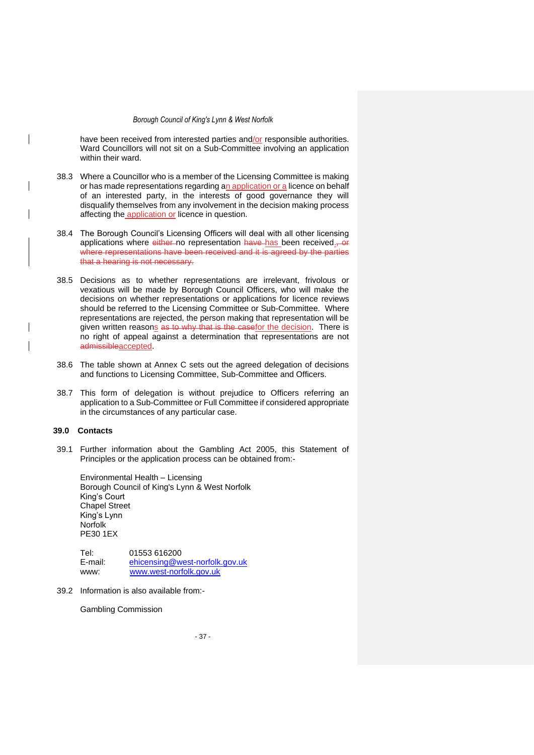have been received from interested parties and/or responsible authorities. Ward Councillors will not sit on a Sub-Committee involving an application within their ward.

38.3 Where a Councillor who is a member of the Licensing Committee is making or has made representations regarding an application or a licence on behalf of an interested party, in the interests of good governance they will disqualify themselves from any involvement in the decision making process affecting the application or licence in question.

38.4 The Borough Council's Licensing Officers will deal with all other licensing applications where ~~either~~ no representation ~~have~~ has been received.~~, or where representations have been received and it is agreed by the parties that a hearing is not necessary.~~

38.5 Decisions as to whether representations are irrelevant, frivolous or vexatious will be made by Borough Council Officers, who will make the decisions on whether representations or applications for licence reviews should be referred to the Licensing Committee or Sub-Committee. Where representations are rejected, the person making that representation will be given written reasons ~~as to why that is the case~~for the decision. There is no right of appeal against a determination that representations are not ~~admissible~~accepted.

38.6 The table shown at Annex C sets out the agreed delegation of decisions and functions to Licensing Committee, Sub-Committee and Officers.

38.7 This form of delegation is without prejudice to Officers referring an application to a Sub-Committee or Full Committee if considered appropriate in the circumstances of any particular case.

## 39.0 Contacts

39.1 Further information about the Gambling Act 2005, this Statement of Principles or the application process can be obtained from:-

Environmental Health – Licensing
Borough Council of King's Lynn & West Norfolk
King's Court
Chapel Street
King's Lynn
Norfolk
PE30 1EX

Tel: 01553 616200
E-mail: ehicensing@west-norfolk.gov.uk
www: www.west-norfolk.gov.uk

39.2 Information is also available from:-

Gambling Commission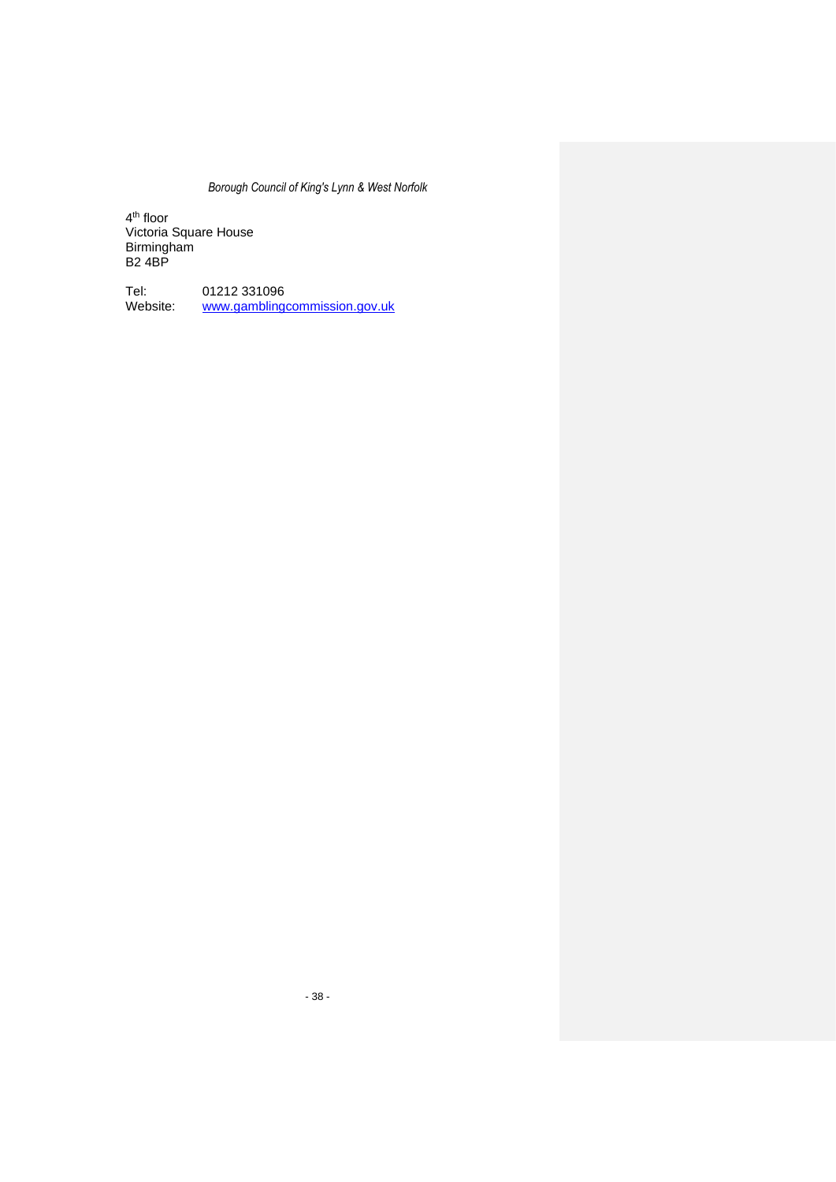4th floor
Victoria Square House
Birmingham
B2 4BP

Tel: 01212 331096
Website: [www.gamblingcommission.gov.uk](http://www.gamblingcommission.gov.uk)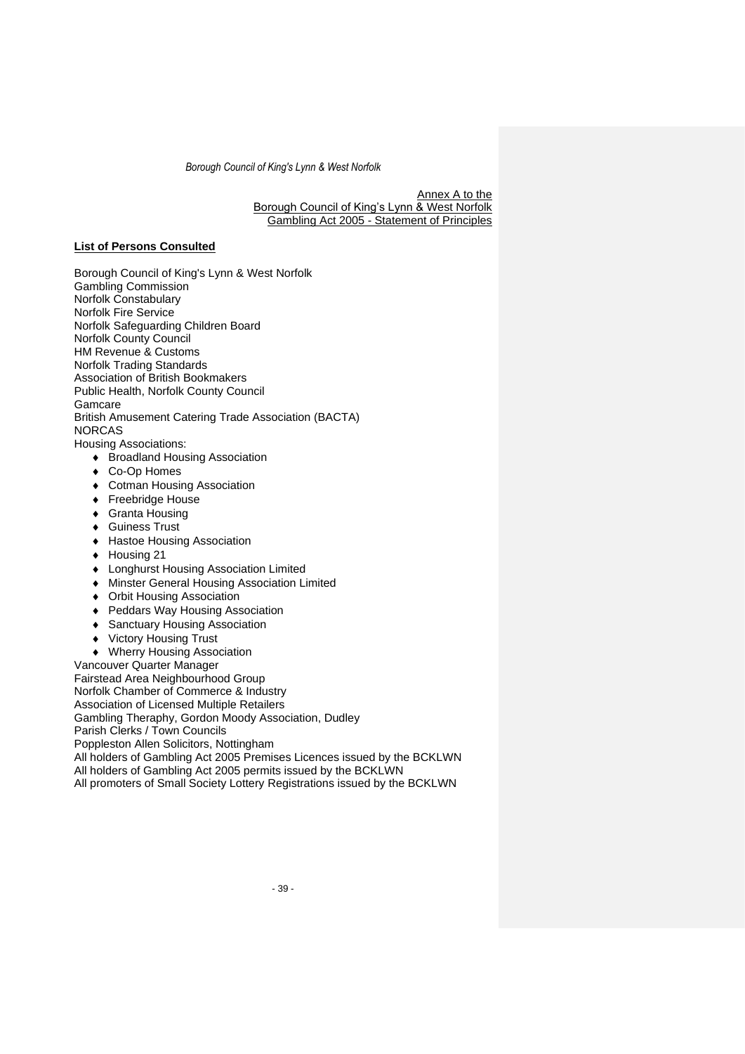Annex A to the
Borough Council of King's Lynn & West Norfolk
Gambling Act 2005 - Statement of Principles

**List of Persons Consulted**

Borough Council of King's Lynn & West Norfolk
Gambling Commission
Norfolk Constabulary
Norfolk Fire Service
Norfolk Safeguarding Children Board
Norfolk County Council
HM Revenue & Customs
Norfolk Trading Standards
Association of British Bookmakers
Public Health, Norfolk County Council
Gamcare
British Amusement Catering Trade Association (BACTA)
NORCAS
Housing Associations:

- Broadland Housing Association
- Co-Op Homes
- Cotman Housing Association
- Freebridge House
- Granta Housing
- Guiness Trust
- Hastoe Housing Association
- Housing 21
- Longhurst Housing Association Limited
- Minster General Housing Association Limited
- Orbit Housing Association
- Peddars Way Housing Association
- Sanctuary Housing Association
- Victory Housing Trust
- Wherry Housing Association

Vancouver Quarter Manager
Fairstead Area Neighbourhood Group
Norfolk Chamber of Commerce & Industry
Association of Licensed Multiple Retailers
Gambling Theraphy, Gordon Moody Association, Dudley
Parish Clerks / Town Councils
Poppleston Allen Solicitors, Nottingham
All holders of Gambling Act 2005 Premises Licences issued by the BCKLWN
All holders of Gambling Act 2005 permits issued by the BCKLWN
All promoters of Small Society Lottery Registrations issued by the BCKLWN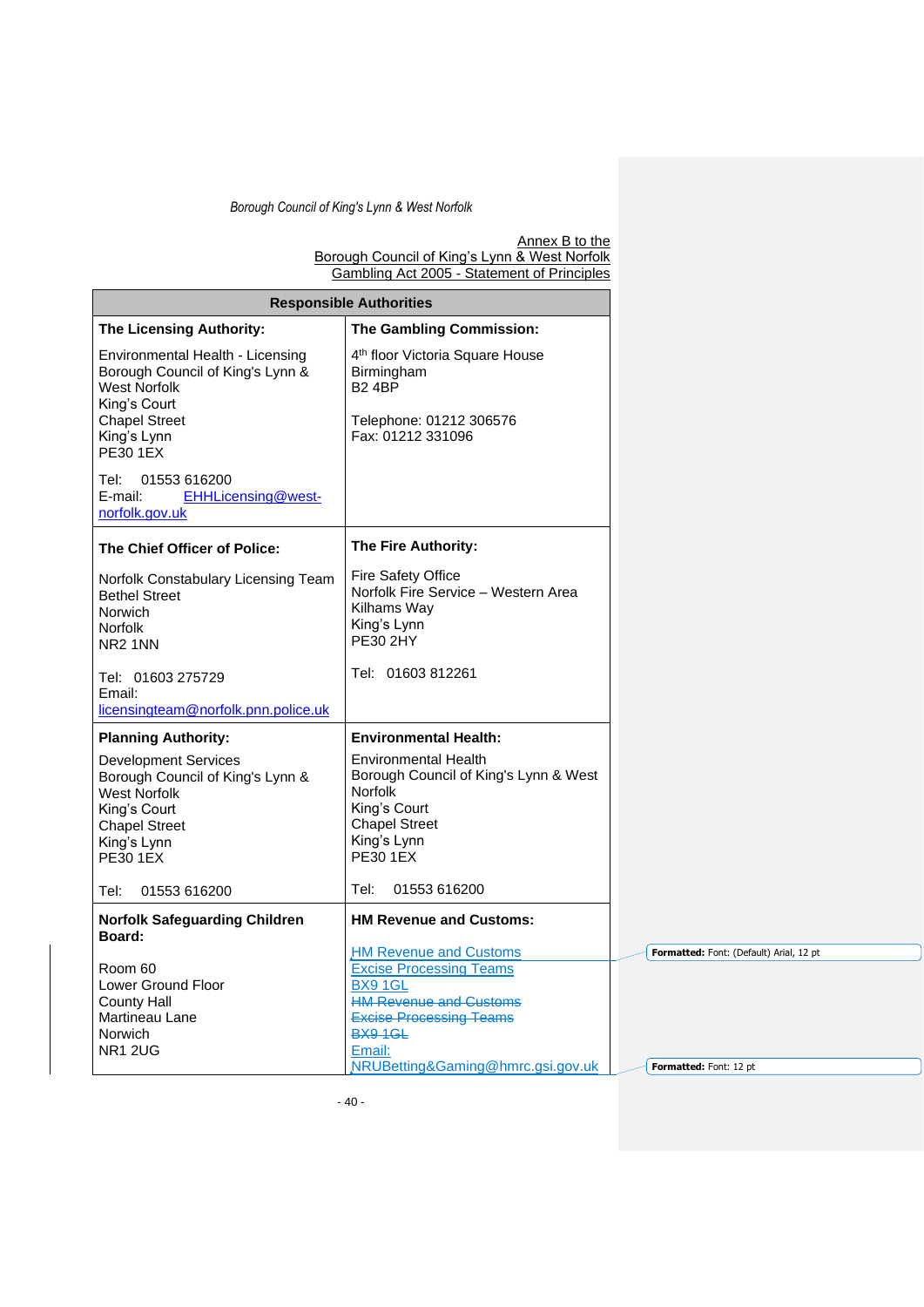Annex B to the
Borough Council of King's Lynn & West Norfolk
Gambling Act 2005 - Statement of Principles

| Responsible Authorities | |
|---|---|
| **The Licensing Authority:**<br><br>Environmental Health - Licensing<br>Borough Council of King's Lynn & West Norfolk<br>King's Court<br>Chapel Street<br>King's Lynn<br>PE30 1EX<br><br>Tel: 01553 616200<br>E-mail: EHHLicensing@west-norfolk.gov.uk | **The Gambling Commission:**<br><br>4th floor Victoria Square House<br>Birmingham<br>B2 4BP<br><br>Telephone: 01212 306576<br>Fax: 01212 331096 |
| **The Chief Officer of Police:**<br><br>Norfolk Constabulary Licensing Team<br>Bethel Street<br>Norwich<br>Norfolk<br>NR2 1NN<br><br>Tel: 01603 275729<br>Email: licensingteam@norfolk.pnn.police.uk | **The Fire Authority:**<br><br>Fire Safety Office<br>Norfolk Fire Service – Western Area<br>Kilhams Way<br>King's Lynn<br>PE30 2HY<br><br>Tel: 01603 812261 |
| **Planning Authority:**<br><br>Development Services<br>Borough Council of King's Lynn & West Norfolk<br>King's Court<br>Chapel Street<br>King's Lynn<br>PE30 1EX<br><br>Tel: 01553 616200 | **Environmental Health:**<br><br>Environmental Health<br>Borough Council of King's Lynn & West Norfolk<br>King's Court<br>Chapel Street<br>King's Lynn<br>PE30 1EX<br><br>Tel: 01553 616200 |
| **Norfolk Safeguarding Children Board:**<br><br>Room 60<br>Lower Ground Floor<br>County Hall<br>Martineau Lane<br>Norwich<br>NR1 2UG | **HM Revenue and Customs:**<br><br>HM Revenue and Customs<br>Excise Processing Teams<br>BX9 1GL<br>~~HM Revenue and Customs~~<br>~~Excise Processing Teams~~<br>~~BX9 1GL~~<br>Email: NRUBetting&Gaming@hmrc.gsi.gov.uk |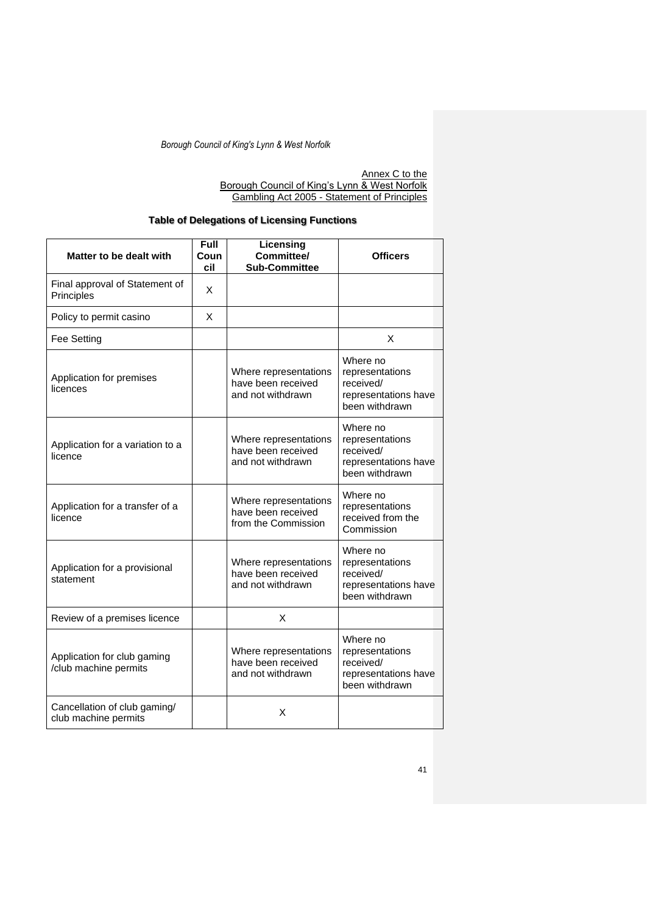Annex C to the
Borough Council of King's Lynn & West Norfolk
Gambling Act 2005 - Statement of Principles

**Table of Delegations of Licensing Functions**

| Matter to be dealt with | Full Council | Licensing Committee/ Sub-Committee | Officers |
|---|---|---|---|
| Final approval of Statement of Principles | X | | |
| Policy to permit casino | X | | |
| Fee Setting | | | X |
| Application for premises licences | | Where representations have been received and not withdrawn | Where no representations received/ representations have been withdrawn |
| Application for a variation to a licence | | Where representations have been received and not withdrawn | Where no representations received/ representations have been withdrawn |
| Application for a transfer of a licence | | Where representations have been received from the Commission | Where no representations received from the Commission |
| Application for a provisional statement | | Where representations have been received and not withdrawn | Where no representations received/ representations have been withdrawn |
| Review of a premises licence | | X | |
| Application for club gaming /club machine permits | | Where representations have been received and not withdrawn | Where no representations received/ representations have been withdrawn |
| Cancellation of club gaming/ club machine permits | | X | |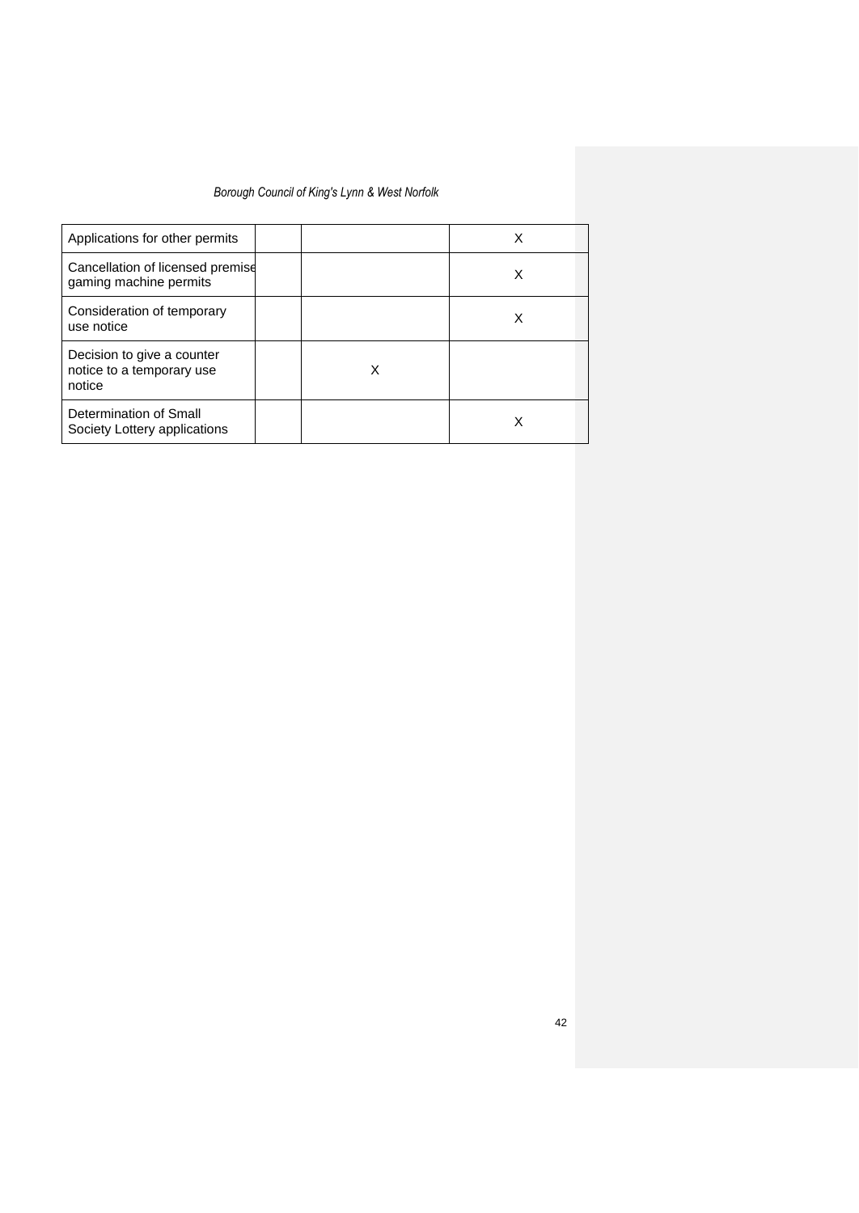| | | | |
|---|---|---|---|
| Applications for other permits | | | X |
| Cancellation of licensed premises gaming machine permits | | | X |
| Consideration of temporary use notice | | | X |
| Decision to give a counter notice to a temporary use notice | | X | |
| Determination of Small Society Lottery applications | | | X |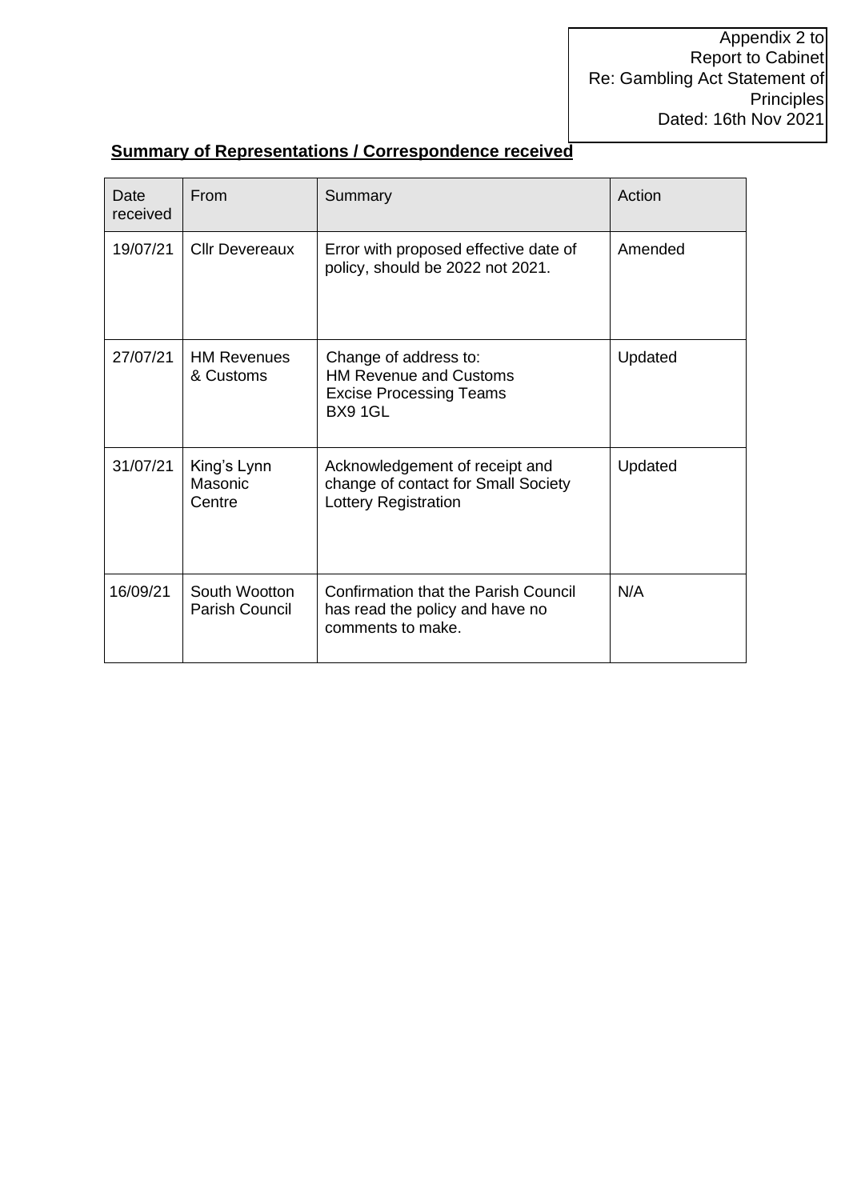Appendix 2 to
Report to Cabinet
Re: Gambling Act Statement of Principles
Dated: 16th Nov 2021

**Summary of Representations / Correspondence received**

| Date received | From | Summary | Action |
|---|---|---|---|
| 19/07/21 | Cllr Devereaux | Error with proposed effective date of policy, should be 2022 not 2021. | Amended |
| 27/07/21 | HM Revenues & Customs | Change of address to: HM Revenue and Customs Excise Processing Teams BX9 1GL | Updated |
| 31/07/21 | King's Lynn Masonic Centre | Acknowledgement of receipt and change of contact for Small Society Lottery Registration | Updated |
| 16/09/21 | South Wootton Parish Council | Confirmation that the Parish Council has read the policy and have no comments to make. | N/A |